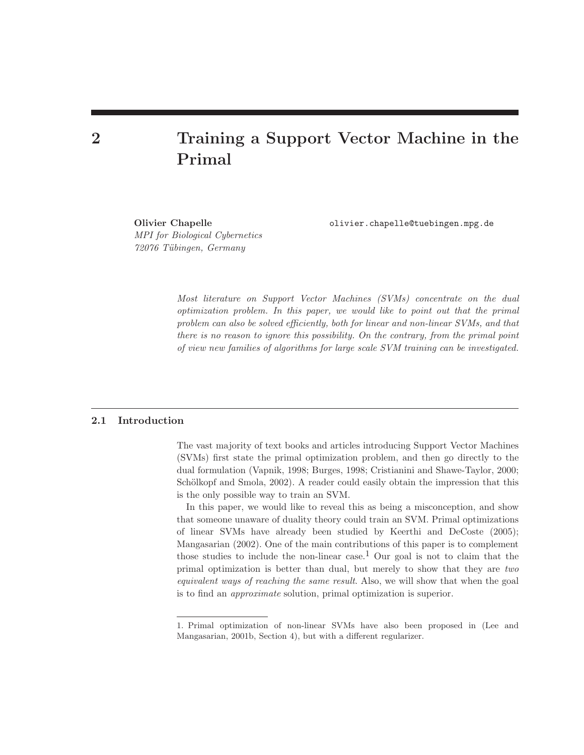# 2 Training a Support Vector Machine in the Primal

**Olivier Chapelle** olivier.chapelle@tuebingen.mpg.de
*MPI for Biological Cybernetics*
*72076 Tübingen, Germany*

*Most literature on Support Vector Machines (SVMs) concentrate on the dual optimization problem. In this paper, we would like to point out that the primal problem can also be solved efficiently, both for linear and non-linear SVMs, and that there is no reason to ignore this possibility. On the contrary, from the primal point of view new families of algorithms for large scale SVM training can be investigated.*

## 2.1 Introduction

The vast majority of text books and articles introducing Support Vector Machines (SVMs) first state the primal optimization problem, and then go directly to the dual formulation (Vapnik, 1998; Burges, 1998; Cristianini and Shawe-Taylor, 2000; Schölkopf and Smola, 2002). A reader could easily obtain the impression that this is the only possible way to train an SVM.

In this paper, we would like to reveal this as being a misconception, and show that someone unaware of duality theory could train an SVM. Primal optimizations of linear SVMs have already been studied by Keerthi and DeCoste (2005); Mangasarian (2002). One of the main contributions of this paper is to complement those studies to include the non-linear case.[1] Our goal is not to claim that the primal optimization is better than dual, but merely to show that they are *two equivalent ways of reaching the same result*. Also, we will show that when the goal is to find an *approximate* solution, primal optimization is superior.

1. Primal optimization of non-linear SVMs have also been proposed in (Lee and Mangasarian, 2001b, Section 4), but with a different regularizer.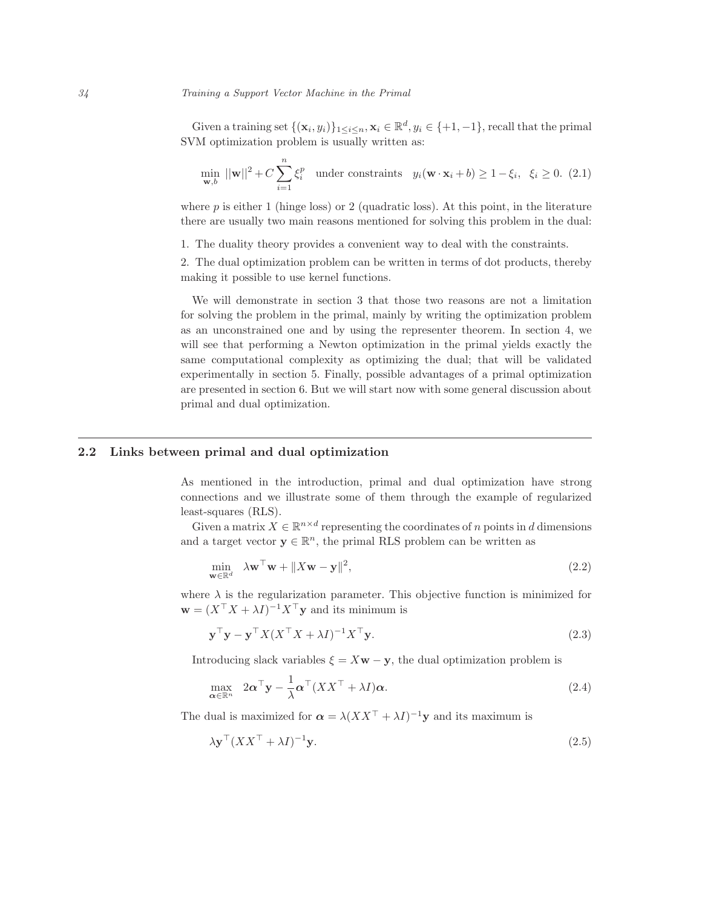Given a training set $\{(\mathbf{x}_i, y_i)\}_{1 \le i \le n}, \mathbf{x}_i \in \mathbb{R}^d, y_i \in \{+1, -1\}$, recall that the primal SVM optimization problem is usually written as:

$$\min_{\mathbf{w},b} \ ||\mathbf{w}||^2 + C\sum_{i=1}^{n} \xi_i^p \quad \text{under constraints} \quad y_i(\mathbf{w} \cdot \mathbf{x}_i + b) \ge 1 - \xi_i, \ \ \xi_i \ge 0. \tag{2.1}$$

where $p$ is either 1 (hinge loss) or 2 (quadratic loss). At this point, in the literature there are usually two main reasons mentioned for solving this problem in the dual:

1. The duality theory provides a convenient way to deal with the constraints.
2. The dual optimization problem can be written in terms of dot products, thereby making it possible to use kernel functions.

We will demonstrate in section 3 that those two reasons are not a limitation for solving the problem in the primal, mainly by writing the optimization problem as an unconstrained one and by using the representer theorem. In section 4, we will see that performing a Newton optimization in the primal yields exactly the same computational complexity as optimizing the dual; that will be validated experimentally in section 5. Finally, possible advantages of a primal optimization are presented in section 6. But we will start now with some general discussion about primal and dual optimization.

## 2.2 Links between primal and dual optimization

As mentioned in the introduction, primal and dual optimization have strong connections and we illustrate some of them through the example of regularized least-squares (RLS).

Given a matrix $X \in \mathbb{R}^{n\times d}$ representing the coordinates of $n$ points in $d$ dimensions and a target vector $\mathbf{y} \in \mathbb{R}^n$, the primal RLS problem can be written as

$$\min_{\mathbf{w}\in\mathbb{R}^d} \quad \lambda \mathbf{w}^\top \mathbf{w} + \|X\mathbf{w} - \mathbf{y}\|^2, \tag{2.2}$$

where $\lambda$ is the regularization parameter. This objective function is minimized for $\mathbf{w} = (X^\top X + \lambda I)^{-1} X^\top \mathbf{y}$ and its minimum is

$$\mathbf{y}^\top \mathbf{y} - \mathbf{y}^\top X(X^\top X + \lambda I)^{-1} X^\top \mathbf{y}. \tag{2.3}$$

Introducing slack variables $\xi = X\mathbf{w} - \mathbf{y}$, the dual optimization problem is

$$\max_{\boldsymbol{\alpha}\in\mathbb{R}^n} \quad 2\boldsymbol{\alpha}^\top \mathbf{y} - \frac{1}{\lambda}\boldsymbol{\alpha}^\top (XX^\top + \lambda I)\boldsymbol{\alpha}. \tag{2.4}$$

The dual is maximized for $\boldsymbol{\alpha} = \lambda(XX^\top + \lambda I)^{-1}\mathbf{y}$ and its maximum is

$$\lambda \mathbf{y}^\top (XX^\top + \lambda I)^{-1}\mathbf{y}. \tag{2.5}$$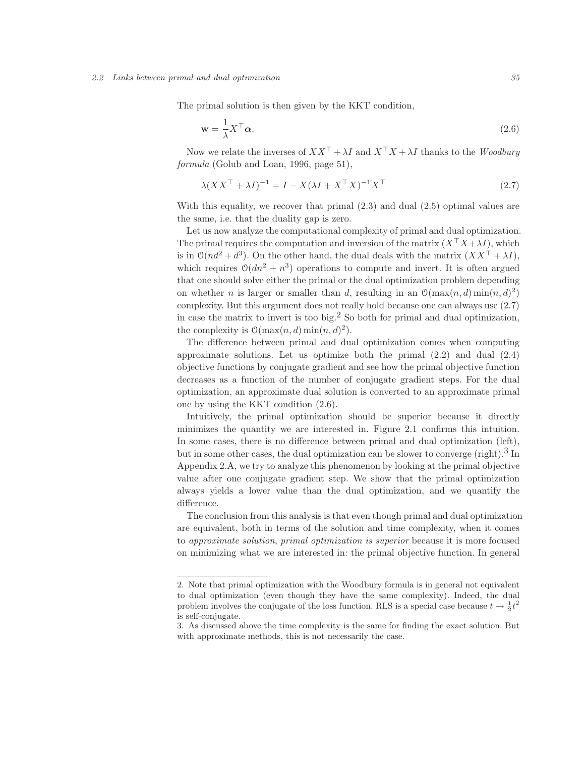The primal solution is then given by the KKT condition,

$$\mathbf{w} = \frac{1}{\lambda} X^\top \boldsymbol{\alpha}. \tag{2.6}$$

Now we relate the inverses of $XX^\top + \lambda I$ and $X^\top X + \lambda I$ thanks to the *Woodbury formula* (Golub and Loan, 1996, page 51),

$$\lambda (XX^\top + \lambda I)^{-1} = I - X(\lambda I + X^\top X)^{-1} X^\top \tag{2.7}$$

With this equality, we recover that primal (2.3) and dual (2.5) optimal values are the same, i.e. that the duality gap is zero.

Let us now analyze the computational complexity of primal and dual optimization. The primal requires the computation and inversion of the matrix $(X^\top X + \lambda I)$, which is in $\mathcal{O}(nd^2 + d^3)$. On the other hand, the dual deals with the matrix $(XX^\top + \lambda I)$, which requires $\mathcal{O}(dn^2 + n^3)$ operations to compute and invert. It is often argued that one should solve either the primal or the dual optimization problem depending on whether $n$ is larger or smaller than $d$, resulting in an $\mathcal{O}(\max(n, d) \min(n, d)^2)$ complexity. But this argument does not really hold because one can always use (2.7) in case the matrix to invert is too big.[2] So both for primal and dual optimization, the complexity is $\mathcal{O}(\max(n, d) \min(n, d)^2)$.

The difference between primal and dual optimization comes when computing approximate solutions. Let us optimize both the primal (2.2) and dual (2.4) objective functions by conjugate gradient and see how the primal objective function decreases as a function of the number of conjugate gradient steps. For the dual optimization, an approximate dual solution is converted to an approximate primal one by using the KKT condition (2.6).

Intuitively, the primal optimization should be superior because it directly minimizes the quantity we are interested in. Figure 2.1 confirms this intuition. In some cases, there is no difference between primal and dual optimization (left), but in some other cases, the dual optimization can be slower to converge (right).[3] In Appendix 2.A, we try to analyze this phenomenon by looking at the primal objective value after one conjugate gradient step. We show that the primal optimization always yields a lower value than the dual optimization, and we quantify the difference.

The conclusion from this analysis is that even though primal and dual optimization are equivalent, both in terms of the solution and time complexity, when it comes to *approximate solution, primal optimization is superior* because it is more focused on minimizing what we are interested in: the primal objective function. In general

---

2. Note that primal optimization with the Woodbury formula is in general not equivalent to dual optimization (even though they have the same complexity). Indeed, the dual problem involves the conjugate of the loss function. RLS is a special case because $t \to \frac{1}{2}t^2$ is self-conjugate.

3. As discussed above the time complexity is the same for finding the exact solution. But with approximate methods, this is not necessarily the case.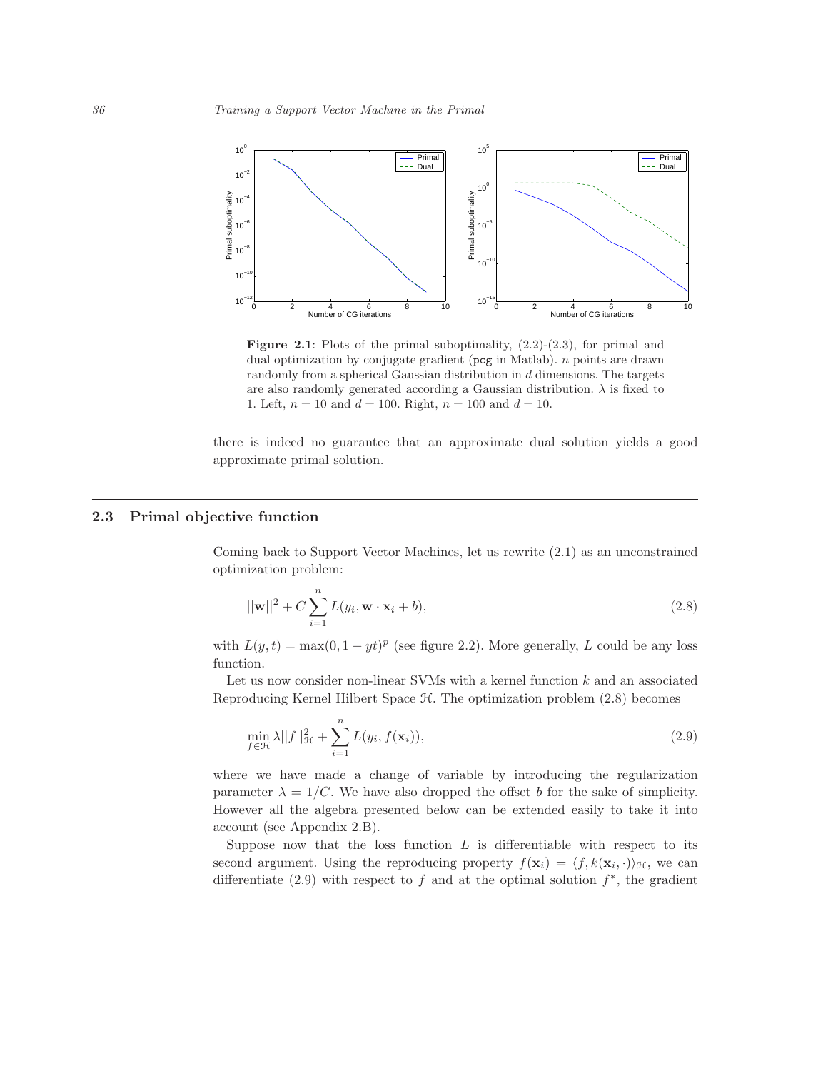**Figure 2.1**: Plots of the primal suboptimality, (2.2)-(2.3), for primal and dual optimization by conjugate gradient (pcg in Matlab). $n$ points are drawn randomly from a spherical Gaussian distribution in $d$ dimensions. The targets are also randomly generated according a Gaussian distribution. $\lambda$ is fixed to 1. Left, $n = 10$ and $d = 100$. Right, $n = 100$ and $d = 10$.

there is indeed no guarantee that an approximate dual solution yields a good approximate primal solution.

## 2.3 Primal objective function

Coming back to Support Vector Machines, let us rewrite (2.1) as an unconstrained optimization problem:

$$||\mathbf{w}||^2 + C \sum_{i=1}^{n} L(y_i, \mathbf{w} \cdot \mathbf{x}_i + b), \tag{2.8}$$

with $L(y, t) = \max(0, 1 - yt)^p$ (see figure 2.2). More generally, $L$ could be any loss function.

Let us now consider non-linear SVMs with a kernel function $k$ and an associated Reproducing Kernel Hilbert Space $\mathcal{H}$. The optimization problem (2.8) becomes

$$\min_{f \in \mathcal{H}} \lambda ||f||^2_{\mathcal{H}} + \sum_{i=1}^{n} L(y_i, f(\mathbf{x}_i)), \tag{2.9}$$

where we have made a change of variable by introducing the regularization parameter $\lambda = 1/C$. We have also dropped the offset $b$ for the sake of simplicity. However all the algebra presented below can be extended easily to take it into account (see Appendix 2.B).

Suppose now that the loss function $L$ is differentiable with respect to its second argument. Using the reproducing property $f(\mathbf{x}_i) = \langle f, k(\mathbf{x}_i, \cdot)\rangle_{\mathcal{H}}$, we can differentiate (2.9) with respect to $f$ and at the optimal solution $f^*$, the gradient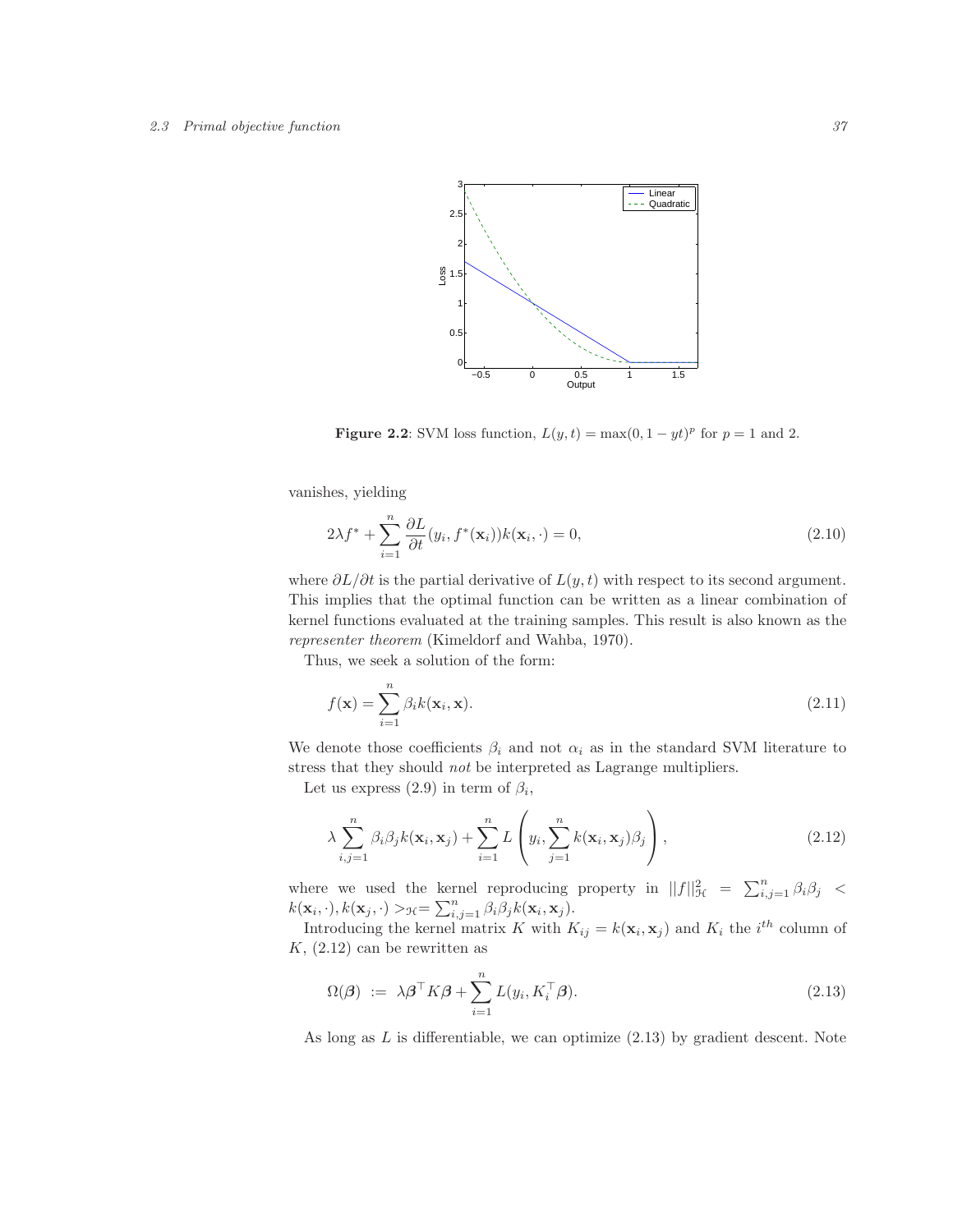**Figure 2.2**: SVM loss function, $L(y,t) = \max(0, 1 - yt)^p$ for $p = 1$ and 2.

vanishes, yielding

$$2\lambda f^* + \sum_{i=1}^{n} \frac{\partial L}{\partial t}(y_i, f^*(\mathbf{x}_i))k(\mathbf{x}_i, \cdot) = 0, \tag{2.10}$$

where $\partial L/\partial t$ is the partial derivative of $L(y,t)$ with respect to its second argument. This implies that the optimal function can be written as a linear combination of kernel functions evaluated at the training samples. This result is also known as the *representer theorem* (Kimeldorf and Wahba, 1970).

Thus, we seek a solution of the form:

$$f(\mathbf{x}) = \sum_{i=1}^{n} \beta_i k(\mathbf{x}_i, \mathbf{x}). \tag{2.11}$$

We denote those coefficients $\beta_i$ and not $\alpha_i$ as in the standard SVM literature to stress that they should *not* be interpreted as Lagrange multipliers.

Let us express (2.9) in term of $\beta_i$,

$$\lambda \sum_{i,j=1}^{n} \beta_i \beta_j k(\mathbf{x}_i, \mathbf{x}_j) + \sum_{i=1}^{n} L\left(y_i, \sum_{j=1}^{n} k(\mathbf{x}_i, \mathbf{x}_j)\beta_j\right), \tag{2.12}$$

where we used the kernel reproducing property in $||f||^2_{\mathcal{H}} = \sum_{i,j=1}^{n} \beta_i \beta_j < k(\mathbf{x}_i, \cdot), k(\mathbf{x}_j, \cdot) >_{\mathcal{H}} = \sum_{i,j=1}^{n} \beta_i \beta_j k(\mathbf{x}_i, \mathbf{x}_j)$.

Introducing the kernel matrix $K$ with $K_{ij} = k(\mathbf{x}_i, \mathbf{x}_j)$ and $K_i$ the $i^{th}$ column of $K$, (2.12) can be rewritten as

$$\Omega(\boldsymbol{\beta}) := \lambda \boldsymbol{\beta}^\top K \boldsymbol{\beta} + \sum_{i=1}^{n} L(y_i, K_i^\top \boldsymbol{\beta}). \tag{2.13}$$

As long as $L$ is differentiable, we can optimize (2.13) by gradient descent. Note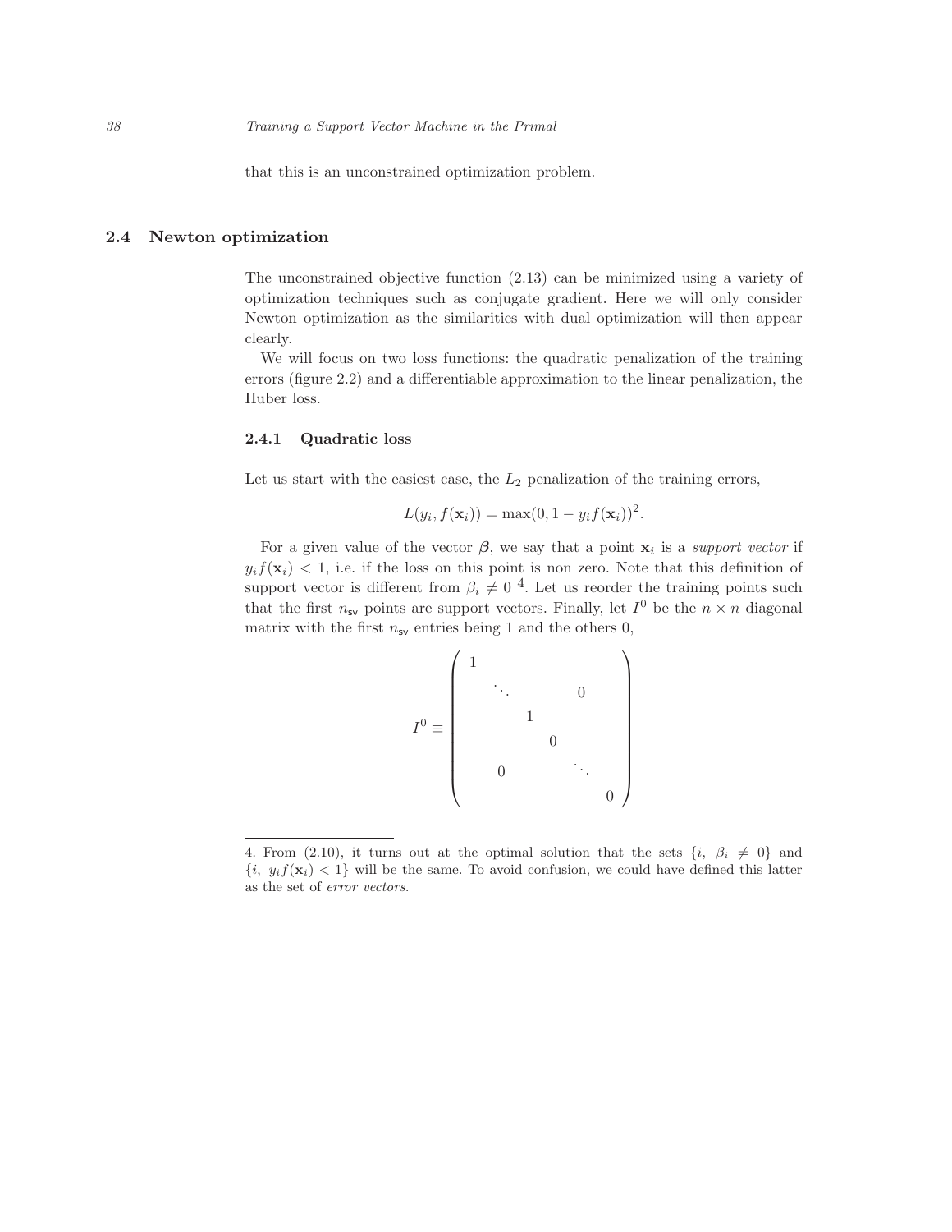that this is an unconstrained optimization problem.

## 2.4 Newton optimization

The unconstrained objective function (2.13) can be minimized using a variety of optimization techniques such as conjugate gradient. Here we will only consider Newton optimization as the similarities with dual optimization will then appear clearly.

We will focus on two loss functions: the quadratic penalization of the training errors (figure 2.2) and a differentiable approximation to the linear penalization, the Huber loss.

### 2.4.1 Quadratic loss

Let us start with the easiest case, the $L_2$ penalization of the training errors,

$$L(y_i, f(\mathbf{x}_i)) = \max(0, 1 - y_i f(\mathbf{x}_i))^2.$$

For a given value of the vector $\boldsymbol{\beta}$, we say that a point $\mathbf{x}_i$ is a *support vector* if $y_i f(\mathbf{x}_i) < 1$, i.e. if the loss on this point is non zero. Note that this definition of support vector is different from $\beta_i \neq 0$ [4]. Let us reorder the training points such that the first $n_{\mathsf{sv}}$ points are support vectors. Finally, let $I^0$ be the $n \times n$ diagonal matrix with the first $n_{\mathsf{sv}}$ entries being 1 and the others 0,

$$I^0 \equiv \begin{pmatrix} 1 & & & & & \\ & \ddots & & & 0 & \\ & & 1 & & & \\ & & & 0 & & \\ & 0 & & & \ddots & \\ & & & & & 0 \end{pmatrix}$$

4. From (2.10), it turns out at the optimal solution that the sets $\{i, \ \beta_i \neq 0\}$ and $\{i, \ y_i f(\mathbf{x}_i) < 1\}$ will be the same. To avoid confusion, we could have defined this latter as the set of *error vectors*.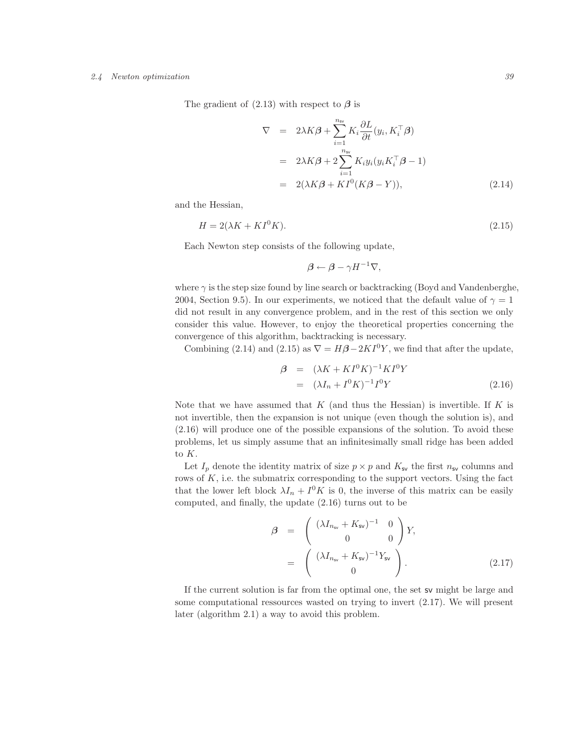The gradient of (2.13) with respect to $\boldsymbol{\beta}$ is

$$
\begin{aligned}
\nabla &= 2\lambda K\boldsymbol{\beta} + \sum_{i=1}^{n_{\mathsf{sv}}} K_i \frac{\partial L}{\partial t}(y_i, K_i^\top \boldsymbol{\beta}) \\
&= 2\lambda K\boldsymbol{\beta} + 2\sum_{i=1}^{n_{\mathsf{sv}}} K_i y_i (y_i K_i^\top \boldsymbol{\beta} - 1) \\
&= 2(\lambda K\boldsymbol{\beta} + KI^0(K\boldsymbol{\beta} - Y)), \qquad (2.14)
\end{aligned}
$$

and the Hessian,

$$
H = 2(\lambda K + KI^0K). \qquad (2.15)
$$

Each Newton step consists of the following update,

$$
\boldsymbol{\beta} \leftarrow \boldsymbol{\beta} - \gamma H^{-1}\nabla,
$$

where $\gamma$ is the step size found by line search or backtracking (Boyd and Vandenberghe, 2004, Section 9.5). In our experiments, we noticed that the default value of $\gamma = 1$ did not result in any convergence problem, and in the rest of this section we only consider this value. However, to enjoy the theoretical properties concerning the convergence of this algorithm, backtracking is necessary.

Combining (2.14) and (2.15) as $\nabla = H\boldsymbol{\beta} - 2KI^0Y$, we find that after the update,

$$
\begin{aligned}
\boldsymbol{\beta} &= (\lambda K + KI^0K)^{-1}KI^0Y \\
&= (\lambda I_n + I^0K)^{-1}I^0Y \qquad (2.16)
\end{aligned}
$$

Note that we have assumed that $K$ (and thus the Hessian) is invertible. If $K$ is not invertible, then the expansion is not unique (even though the solution is), and (2.16) will produce one of the possible expansions of the solution. To avoid these problems, let us simply assume that an infinitesimally small ridge has been added to $K$.

Let $I_p$ denote the identity matrix of size $p \times p$ and $K_{\mathsf{sv}}$ the first $n_{\mathsf{sv}}$ columns and rows of $K$, i.e. the submatrix corresponding to the support vectors. Using the fact that the lower left block $\lambda I_n + I^0K$ is 0, the inverse of this matrix can be easily computed, and finally, the update (2.16) turns out to be

$$
\begin{aligned}
\boldsymbol{\beta} &= \begin{pmatrix} (\lambda I_{n_{\mathsf{sv}}} + K_{\mathsf{sv}})^{-1} & 0 \\ 0 & 0 \end{pmatrix} Y, \\
&= \begin{pmatrix} (\lambda I_{n_{\mathsf{sv}}} + K_{\mathsf{sv}})^{-1} Y_{\mathsf{sv}} \\ 0 \end{pmatrix}. \qquad (2.17)
\end{aligned}
$$

If the current solution is far from the optimal one, the set $\mathsf{sv}$ might be large and some computational ressources wasted on trying to invert (2.17). We will present later (algorithm 2.1) a way to avoid this problem.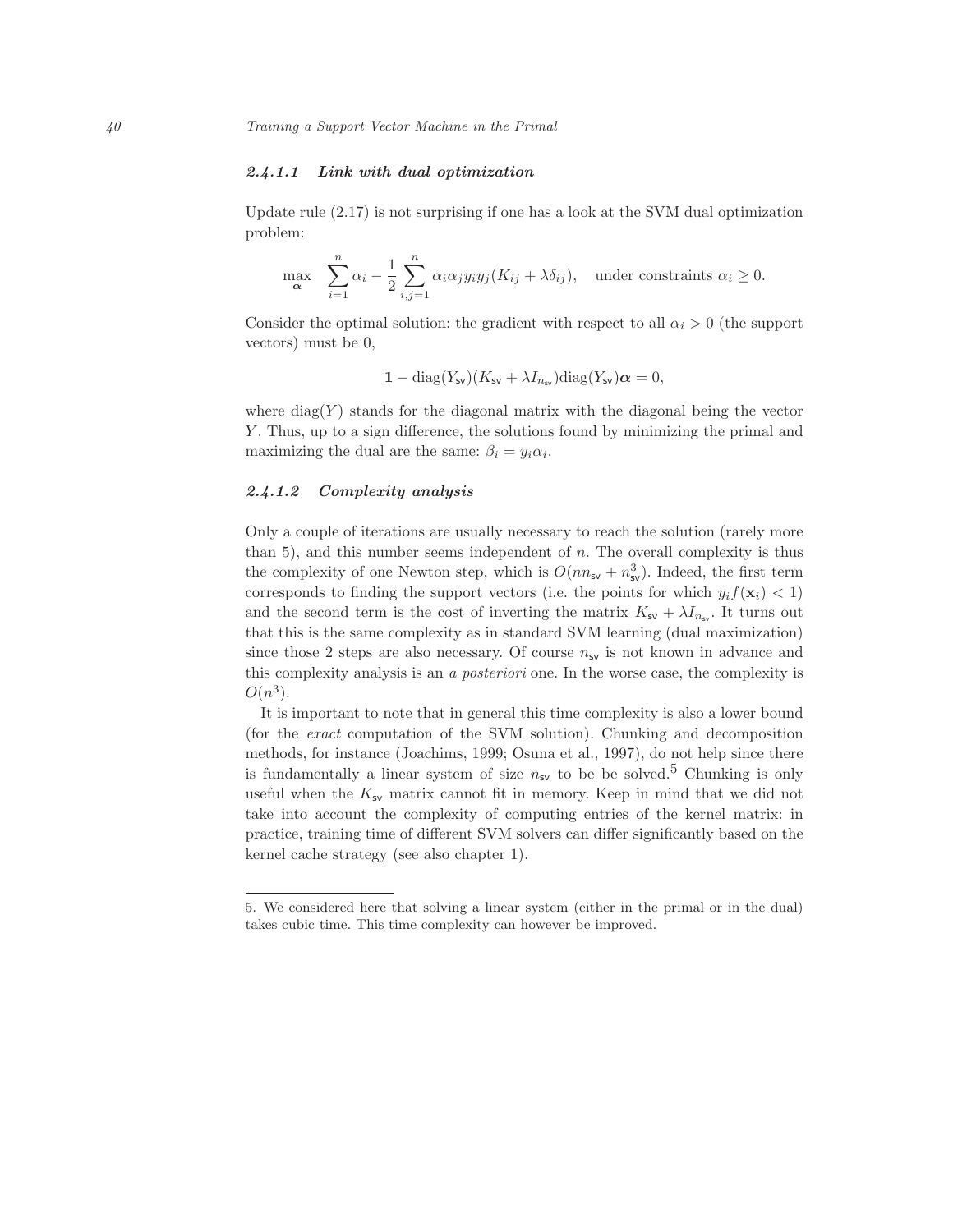#### 2.4.1.1 Link with dual optimization

Update rule (2.17) is not surprising if one has a look at the SVM dual optimization problem:

$$\max_{\boldsymbol{\alpha}} \quad \sum_{i=1}^{n} \alpha_i - \frac{1}{2} \sum_{i,j=1}^{n} \alpha_i \alpha_j y_i y_j (K_{ij} + \lambda \delta_{ij}), \quad \text{under constraints } \alpha_i \geq 0.$$

Consider the optimal solution: the gradient with respect to all $\alpha_i > 0$ (the support vectors) must be 0,

$$\mathbf{1} - \text{diag}(Y_{\mathsf{sv}})(K_{\mathsf{sv}} + \lambda I_{n_{\mathsf{sv}}})\text{diag}(Y_{\mathsf{sv}})\boldsymbol{\alpha} = 0,$$

where $\text{diag}(Y)$ stands for the diagonal matrix with the diagonal being the vector $Y$. Thus, up to a sign difference, the solutions found by minimizing the primal and maximizing the dual are the same: $\beta_i = y_i \alpha_i$.

#### 2.4.1.2 Complexity analysis

Only a couple of iterations are usually necessary to reach the solution (rarely more than 5), and this number seems independent of $n$. The overall complexity is thus the complexity of one Newton step, which is $O(n n_{\mathsf{sv}} + n_{\mathsf{sv}}^3)$. Indeed, the first term corresponds to finding the support vectors (i.e. the points for which $y_i f(\mathbf{x}_i) < 1$) and the second term is the cost of inverting the matrix $K_{\mathsf{sv}} + \lambda I_{n_{\mathsf{sv}}}$. It turns out that this is the same complexity as in standard SVM learning (dual maximization) since those 2 steps are also necessary. Of course $n_{\mathsf{sv}}$ is not known in advance and this complexity analysis is an *a posteriori* one. In the worse case, the complexity is $O(n^3)$.

It is important to note that in general this time complexity is also a lower bound (for the *exact* computation of the SVM solution). Chunking and decomposition methods, for instance (Joachims, 1999; Osuna et al., 1997), do not help since there is fundamentally a linear system of size $n_{\mathsf{sv}}$ to be be solved.[5] Chunking is only useful when the $K_{\mathsf{sv}}$ matrix cannot fit in memory. Keep in mind that we did not take into account the complexity of computing entries of the kernel matrix: in practice, training time of different SVM solvers can differ significantly based on the kernel cache strategy (see also chapter 1).

5. We considered here that solving a linear system (either in the primal or in the dual) takes cubic time. This time complexity can however be improved.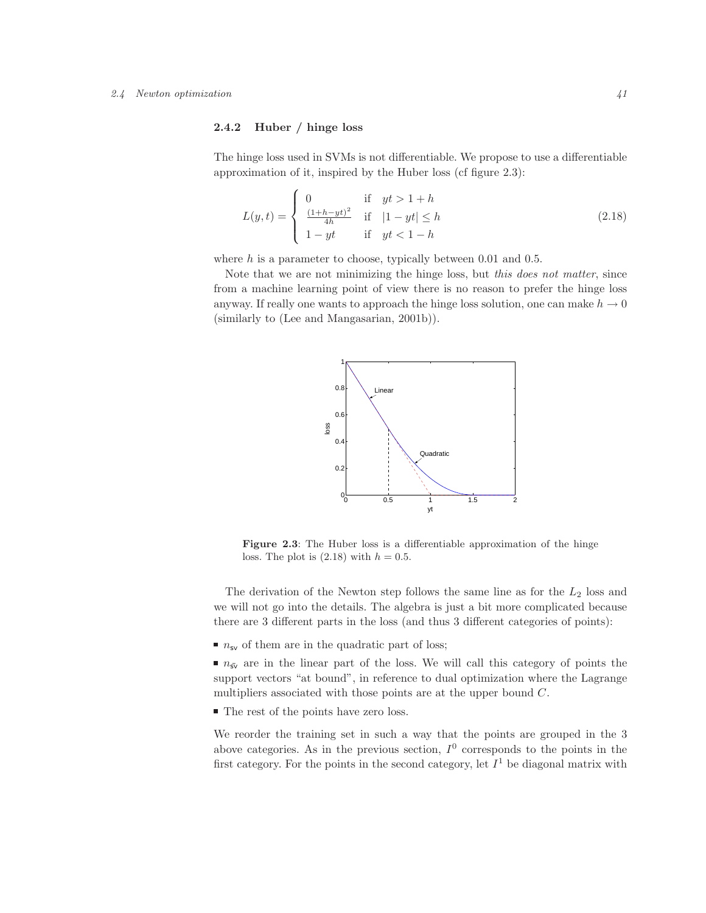### 2.4.2 Huber / hinge loss

The hinge loss used in SVMs is not differentiable. We propose to use a differentiable approximation of it, inspired by the Huber loss (cf figure 2.3):

$$L(y,t) = \begin{cases} 0 & \text{if} \quad yt > 1+h \\ \frac{(1+h-yt)^2}{4h} & \text{if} \quad |1-yt| \leq h \\ 1-yt & \text{if} \quad yt < 1-h \end{cases} \tag{2.18}$$

where $h$ is a parameter to choose, typically between 0.01 and 0.5.

Note that we are not minimizing the hinge loss, but *this does not matter*, since from a machine learning point of view there is no reason to prefer the hinge loss anyway. If really one wants to approach the hinge loss solution, one can make $h \to 0$ (similarly to (Lee and Mangasarian, 2001b)).

**Figure 2.3**: The Huber loss is a differentiable approximation of the hinge loss. The plot is (2.18) with $h = 0.5$.

The derivation of the Newton step follows the same line as for the $L_2$ loss and we will not go into the details. The algebra is just a bit more complicated because there are 3 different parts in the loss (and thus 3 different categories of points):

- $n_{\mathsf{sv}}$ of them are in the quadratic part of loss;
- $n_{\bar{\mathsf{sv}}}$ are in the linear part of the loss. We will call this category of points the support vectors "at bound", in reference to dual optimization where the Lagrange multipliers associated with those points are at the upper bound $C$.
- The rest of the points have zero loss.

We reorder the training set in such a way that the points are grouped in the 3 above categories. As in the previous section, $I^0$ corresponds to the points in the first category. For the points in the second category, let $I^1$ be diagonal matrix with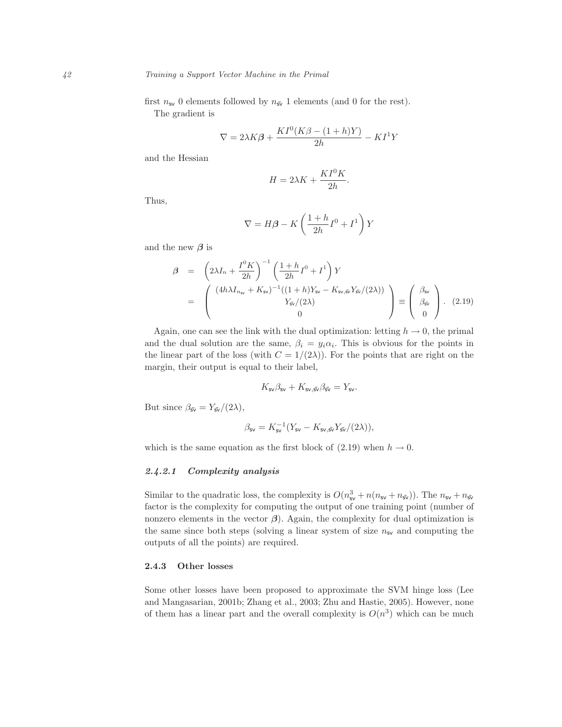first $n_{\mathsf{sv}}$ 0 elements followed by $n_{\bar{\mathsf{sv}}}$ 1 elements (and 0 for the rest).

The gradient is

$$\nabla = 2\lambda K\boldsymbol{\beta} + \frac{KI^0(K\beta - (1+h)Y)}{2h} - KI^1 Y$$

and the Hessian

$$H = 2\lambda K + \frac{KI^0 K}{2h}.$$

Thus,

$$\nabla = H\boldsymbol{\beta} - K\left(\frac{1+h}{2h}I^0 + I^1\right)Y$$

and the new $\boldsymbol{\beta}$ is

$$\begin{aligned}
\boldsymbol{\beta} &= \left(2\lambda I_n + \frac{I^0 K}{2h}\right)^{-1}\left(\frac{1+h}{2h}I^0 + I^1\right)Y \\
&= \begin{pmatrix} (4h\lambda I_{n_{\mathsf{sv}}} + K_{\mathsf{sv}})^{-1}((1+h)Y_{\mathsf{sv}} - K_{\mathsf{sv},\bar{\mathsf{sv}}}Y_{\bar{\mathsf{sv}}}/(2\lambda)) \\ Y_{\bar{\mathsf{sv}}}/(2\lambda) \\ 0 \end{pmatrix} \equiv \begin{pmatrix} \beta_{\mathsf{sv}} \\ \beta_{\bar{\mathsf{sv}}} \\ 0 \end{pmatrix}. \quad (2.19)
\end{aligned}$$

Again, one can see the link with the dual optimization: letting $h \to 0$, the primal and the dual solution are the same, $\beta_i = y_i\alpha_i$. This is obvious for the points in the linear part of the loss (with $C = 1/(2\lambda)$). For the points that are right on the margin, their output is equal to their label,

$$K_{\mathsf{sv}}\beta_{\mathsf{sv}} + K_{\mathsf{sv},\bar{\mathsf{sv}}}\beta_{\bar{\mathsf{sv}}} = Y_{\mathsf{sv}}.$$

But since $\beta_{\bar{\mathsf{sv}}} = Y_{\bar{\mathsf{sv}}}/(2\lambda)$,

$$\beta_{\mathsf{sv}} = K_{\mathsf{sv}}^{-1}(Y_{\mathsf{sv}} - K_{\mathsf{sv},\bar{\mathsf{sv}}}Y_{\bar{\mathsf{sv}}}/(2\lambda)),$$

which is the same equation as the first block of (2.19) when $h \to 0$.

#### *2.4.2.1 Complexity analysis*

Similar to the quadratic loss, the complexity is $O(n_{\mathsf{sv}}^3 + n(n_{\mathsf{sv}} + n_{\bar{\mathsf{sv}}}))$. The $n_{\mathsf{sv}} + n_{\bar{\mathsf{sv}}}$ factor is the complexity for computing the output of one training point (number of nonzero elements in the vector $\boldsymbol{\beta}$). Again, the complexity for dual optimization is the same since both steps (solving a linear system of size $n_{\mathsf{sv}}$ and computing the outputs of all the points) are required.

### 2.4.3 Other losses

Some other losses have been proposed to approximate the SVM hinge loss (Lee and Mangasarian, 2001b; Zhang et al., 2003; Zhu and Hastie, 2005). However, none of them has a linear part and the overall complexity is $O(n^3)$ which can be much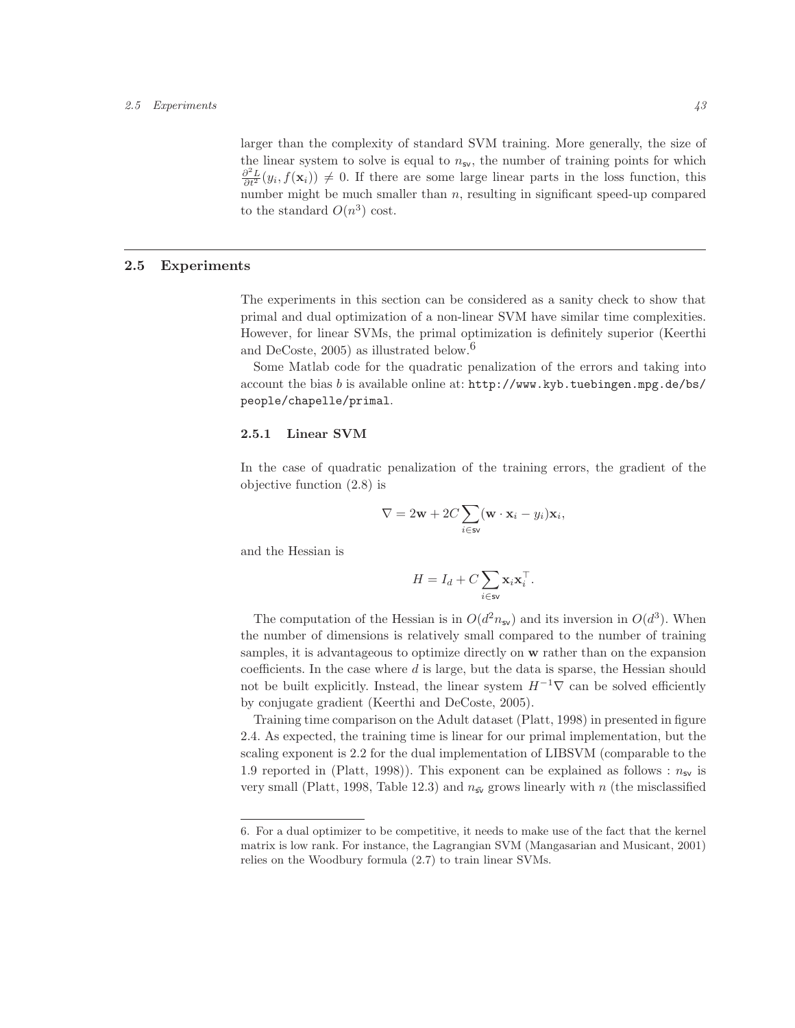larger than the complexity of standard SVM training. More generally, the size of the linear system to solve is equal to $n_{\mathsf{sv}}$, the number of training points for which $\frac{\partial^2 L}{\partial t^2}(y_i, f(\mathbf{x}_i)) \neq 0$. If there are some large linear parts in the loss function, this number might be much smaller than $n$, resulting in significant speed-up compared to the standard $O(n^3)$ cost.

## 2.5 Experiments

The experiments in this section can be considered as a sanity check to show that primal and dual optimization of a non-linear SVM have similar time complexities. However, for linear SVMs, the primal optimization is definitely superior (Keerthi and DeCoste, 2005) as illustrated below.[6]

Some Matlab code for the quadratic penalization of the errors and taking into account the bias $b$ is available online at: `http://www.kyb.tuebingen.mpg.de/bs/people/chapelle/primal`.

### 2.5.1 Linear SVM

In the case of quadratic penalization of the training errors, the gradient of the objective function (2.8) is

$$\nabla = 2\mathbf{w} + 2C \sum_{i \in \mathsf{sv}} (\mathbf{w} \cdot \mathbf{x}_i - y_i)\mathbf{x}_i,$$

and the Hessian is

$$H = I_d + C \sum_{i \in \mathsf{sv}} \mathbf{x}_i \mathbf{x}_i^\top.$$

The computation of the Hessian is in $O(d^2 n_{\mathsf{sv}})$ and its inversion in $O(d^3)$. When the number of dimensions is relatively small compared to the number of training samples, it is advantageous to optimize directly on $\mathbf{w}$ rather than on the expansion coefficients. In the case where $d$ is large, but the data is sparse, the Hessian should not be built explicitly. Instead, the linear system $H^{-1}\nabla$ can be solved efficiently by conjugate gradient (Keerthi and DeCoste, 2005).

Training time comparison on the Adult dataset (Platt, 1998) in presented in figure 2.4. As expected, the training time is linear for our primal implementation, but the scaling exponent is 2.2 for the dual implementation of LIBSVM (comparable to the 1.9 reported in (Platt, 1998)). This exponent can be explained as follows : $n_{\mathsf{sv}}$ is very small (Platt, 1998, Table 12.3) and $n_{\bar{\mathsf{sv}}}$ grows linearly with $n$ (the misclassified

6. For a dual optimizer to be competitive, it needs to make use of the fact that the kernel matrix is low rank. For instance, the Lagrangian SVM (Mangasarian and Musicant, 2001) relies on the Woodbury formula (2.7) to train linear SVMs.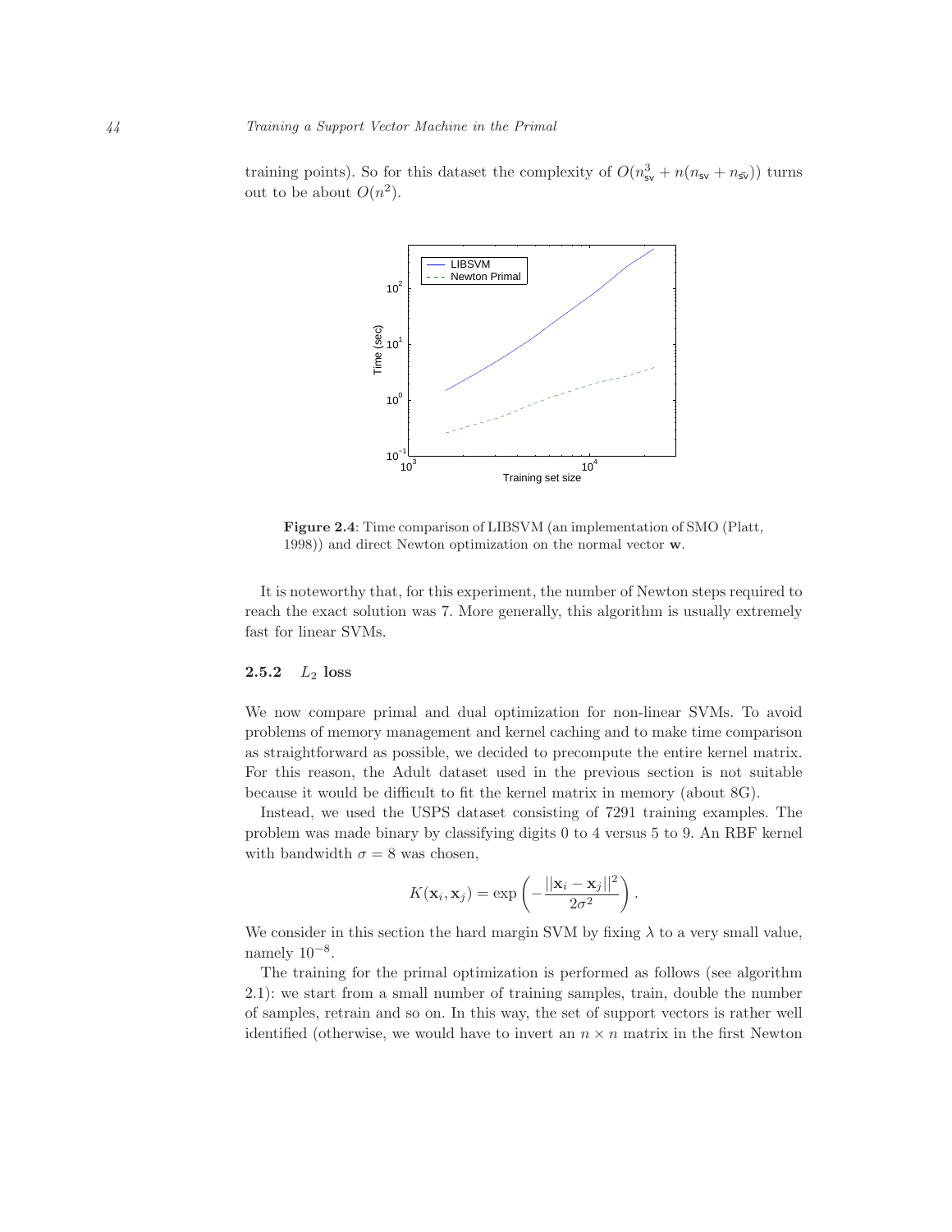training points). So for this dataset the complexity of $O(n_{\mathsf{sv}}^3 + n(n_{\mathsf{sv}} + n_{\bar{\mathsf{sv}}}))$ turns out to be about $O(n^2)$.

**Figure 2.4**: Time comparison of LIBSVM (an implementation of SMO (Platt, 1998)) and direct Newton optimization on the normal vector $\mathbf{w}$.

It is noteworthy that, for this experiment, the number of Newton steps required to reach the exact solution was 7. More generally, this algorithm is usually extremely fast for linear SVMs.

### 2.5.2 $L_2$ loss

We now compare primal and dual optimization for non-linear SVMs. To avoid problems of memory management and kernel caching and to make time comparison as straightforward as possible, we decided to precompute the entire kernel matrix. For this reason, the Adult dataset used in the previous section is not suitable because it would be difficult to fit the kernel matrix in memory (about 8G).

Instead, we used the USPS dataset consisting of 7291 training examples. The problem was made binary by classifying digits 0 to 4 versus 5 to 9. An RBF kernel with bandwidth $\sigma = 8$ was chosen,

$$K(\mathbf{x}_i, \mathbf{x}_j) = \exp\left(-\frac{||\mathbf{x}_i - \mathbf{x}_j||^2}{2\sigma^2}\right).$$

We consider in this section the hard margin SVM by fixing $\lambda$ to a very small value, namely $10^{-8}$.

The training for the primal optimization is performed as follows (see algorithm 2.1): we start from a small number of training samples, train, double the number of samples, retrain and so on. In this way, the set of support vectors is rather well identified (otherwise, we would have to invert an $n \times n$ matrix in the first Newton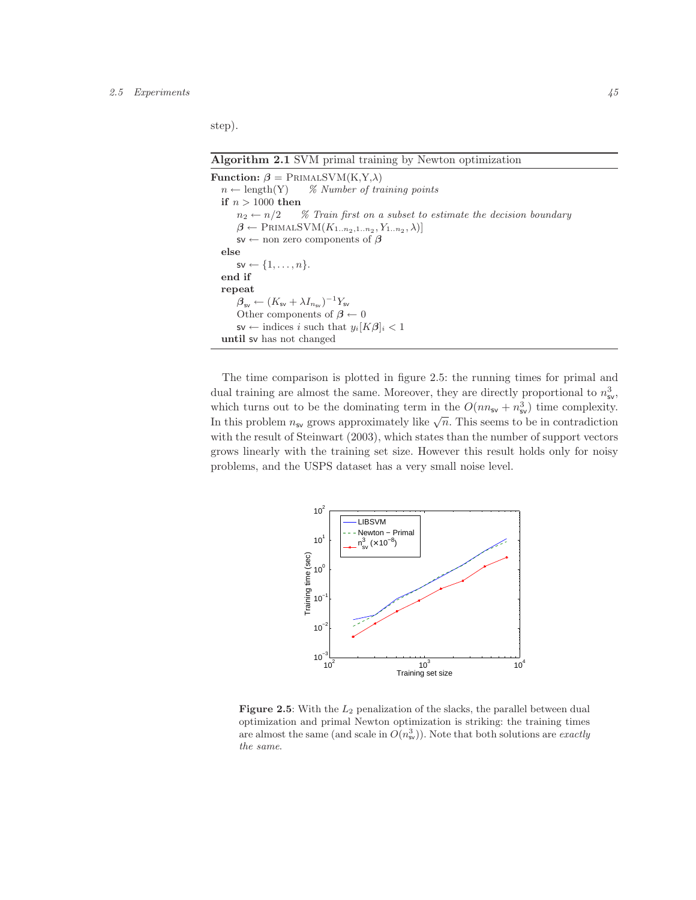step).

**Algorithm 2.1** SVM primal training by Newton optimization

**Function:** $\boldsymbol{\beta} = \text{PRIMALSVM}(\text{K,Y},\lambda)$
  $n \leftarrow \text{length(Y)}$   *% Number of training points*
  **if** $n > 1000$ **then**
    $n_2 \leftarrow n/2$   *% Train first on a subset to estimate the decision boundary*
    $\boldsymbol{\beta} \leftarrow \text{PRIMALSVM}(K_{1..n_2,1..n_2}, Y_{1..n_2}, \lambda)]$
    $\mathsf{sv} \leftarrow$ non zero components of $\boldsymbol{\beta}$
  **else**
    $\mathsf{sv} \leftarrow \{1, \dots, n\}$.
  **end if**
  **repeat**
    $\boldsymbol{\beta}_{\mathsf{sv}} \leftarrow (K_{\mathsf{sv}} + \lambda I_{n_{\mathsf{sv}}})^{-1} Y_{\mathsf{sv}}$
    Other components of $\boldsymbol{\beta} \leftarrow 0$
    $\mathsf{sv} \leftarrow$ indices $i$ such that $y_i[K\boldsymbol{\beta}]_i < 1$
  **until** $\mathsf{sv}$ has not changed

The time comparison is plotted in figure 2.5: the running times for primal and dual training are almost the same. Moreover, they are directly proportional to $n_{\mathsf{sv}}^3$, which turns out to be the dominating term in the $O(nn_{\mathsf{sv}} + n_{\mathsf{sv}}^3)$ time complexity. In this problem $n_{\mathsf{sv}}$ grows approximately like $\sqrt{n}$. This seems to be in contradiction with the result of Steinwart (2003), which states than the number of support vectors grows linearly with the training set size. However this result holds only for noisy problems, and the USPS dataset has a very small noise level.

**Figure 2.5**: With the $L_2$ penalization of the slacks, the parallel between dual optimization and primal Newton optimization is striking: the training times are almost the same (and scale in $O(n_{\mathsf{sv}}^3)$). Note that both solutions are *exactly the same*.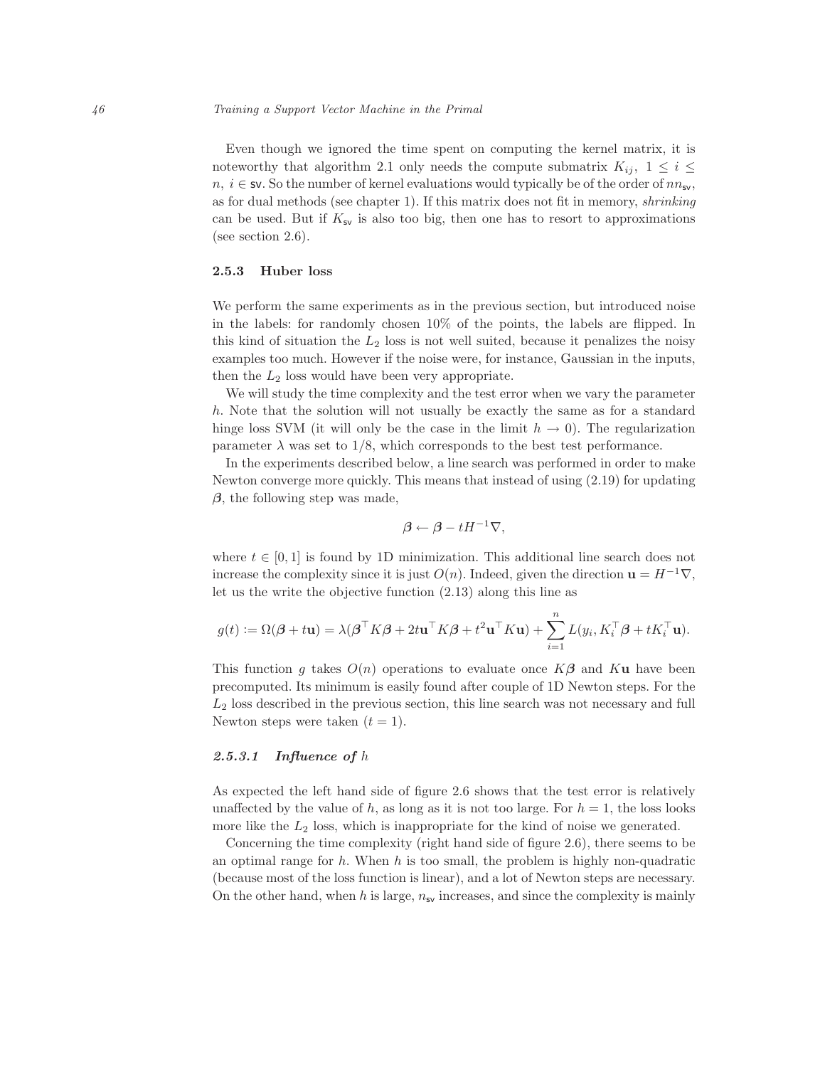Even though we ignored the time spent on computing the kernel matrix, it is noteworthy that algorithm 2.1 only needs the compute submatrix $K_{ij},\ 1 \leq i \leq n,\ i \in \mathsf{sv}$. So the number of kernel evaluations would typically be of the order of $nn_{\mathsf{sv}}$, as for dual methods (see chapter 1). If this matrix does not fit in memory, *shrinking* can be used. But if $K_{\mathsf{sv}}$ is also too big, then one has to resort to approximations (see section 2.6).

### 2.5.3 Huber loss

We perform the same experiments as in the previous section, but introduced noise in the labels: for randomly chosen 10% of the points, the labels are flipped. In this kind of situation the $L_2$ loss is not well suited, because it penalizes the noisy examples too much. However if the noise were, for instance, Gaussian in the inputs, then the $L_2$ loss would have been very appropriate.

We will study the time complexity and the test error when we vary the parameter $h$. Note that the solution will not usually be exactly the same as for a standard hinge loss SVM (it will only be the case in the limit $h \to 0$). The regularization parameter $\lambda$ was set to $1/8$, which corresponds to the best test performance.

In the experiments described below, a line search was performed in order to make Newton converge more quickly. This means that instead of using (2.19) for updating $\boldsymbol{\beta}$, the following step was made,

$$\boldsymbol{\beta} \leftarrow \boldsymbol{\beta} - tH^{-1}\nabla,$$

where $t \in [0, 1]$ is found by 1D minimization. This additional line search does not increase the complexity since it is just $O(n)$. Indeed, given the direction $\mathbf{u} = H^{-1}\nabla$, let us the write the objective function (2.13) along this line as

$$g(t) := \Omega(\boldsymbol{\beta} + t\mathbf{u}) = \lambda(\boldsymbol{\beta}^\top K\boldsymbol{\beta} + 2t\mathbf{u}^\top K\boldsymbol{\beta} + t^2\mathbf{u}^\top K\mathbf{u}) + \sum_{i=1}^{n} L(y_i, K_i^\top\boldsymbol{\beta} + tK_i^\top\mathbf{u}).$$

This function $g$ takes $O(n)$ operations to evaluate once $K\boldsymbol{\beta}$ and $K\mathbf{u}$ have been precomputed. Its minimum is easily found after couple of 1D Newton steps. For the $L_2$ loss described in the previous section, this line search was not necessary and full Newton steps were taken ($t = 1$).

#### 2.5.3.1 *Influence of* $h$

As expected the left hand side of figure 2.6 shows that the test error is relatively unaffected by the value of $h$, as long as it is not too large. For $h = 1$, the loss looks more like the $L_2$ loss, which is inappropriate for the kind of noise we generated.

Concerning the time complexity (right hand side of figure 2.6), there seems to be an optimal range for $h$. When $h$ is too small, the problem is highly non-quadratic (because most of the loss function is linear), and a lot of Newton steps are necessary. On the other hand, when $h$ is large, $n_{\mathsf{sv}}$ increases, and since the complexity is mainly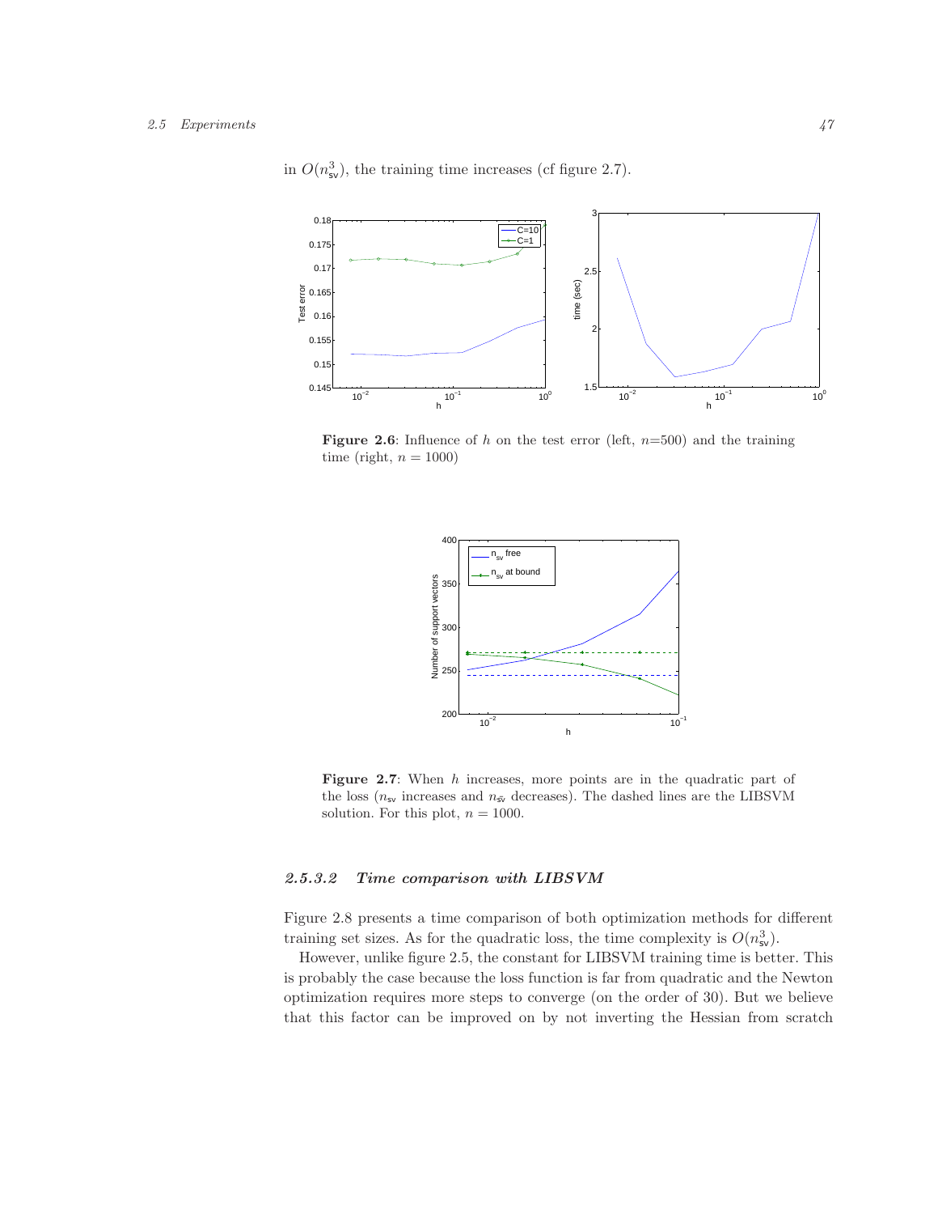in $O(n_{\mathsf{sv}}^3)$, the training time increases (cf figure 2.7).

**Figure 2.6**: Influence of $h$ on the test error (left, $n$=500) and the training time (right, $n = 1000$)

**Figure 2.7**: When $h$ increases, more points are in the quadratic part of the loss ($n_{\mathsf{sv}}$ increases and $n_{\bar{\mathsf{sv}}}$ decreases). The dashed lines are the LIBSVM solution. For this plot, $n = 1000$.

#### 2.5.3.2 *Time comparison with LIBSVM*

Figure 2.8 presents a time comparison of both optimization methods for different training set sizes. As for the quadratic loss, the time complexity is $O(n_{\mathsf{sv}}^3)$.

However, unlike figure 2.5, the constant for LIBSVM training time is better. This is probably the case because the loss function is far from quadratic and the Newton optimization requires more steps to converge (on the order of 30). But we believe that this factor can be improved on by not inverting the Hessian from scratch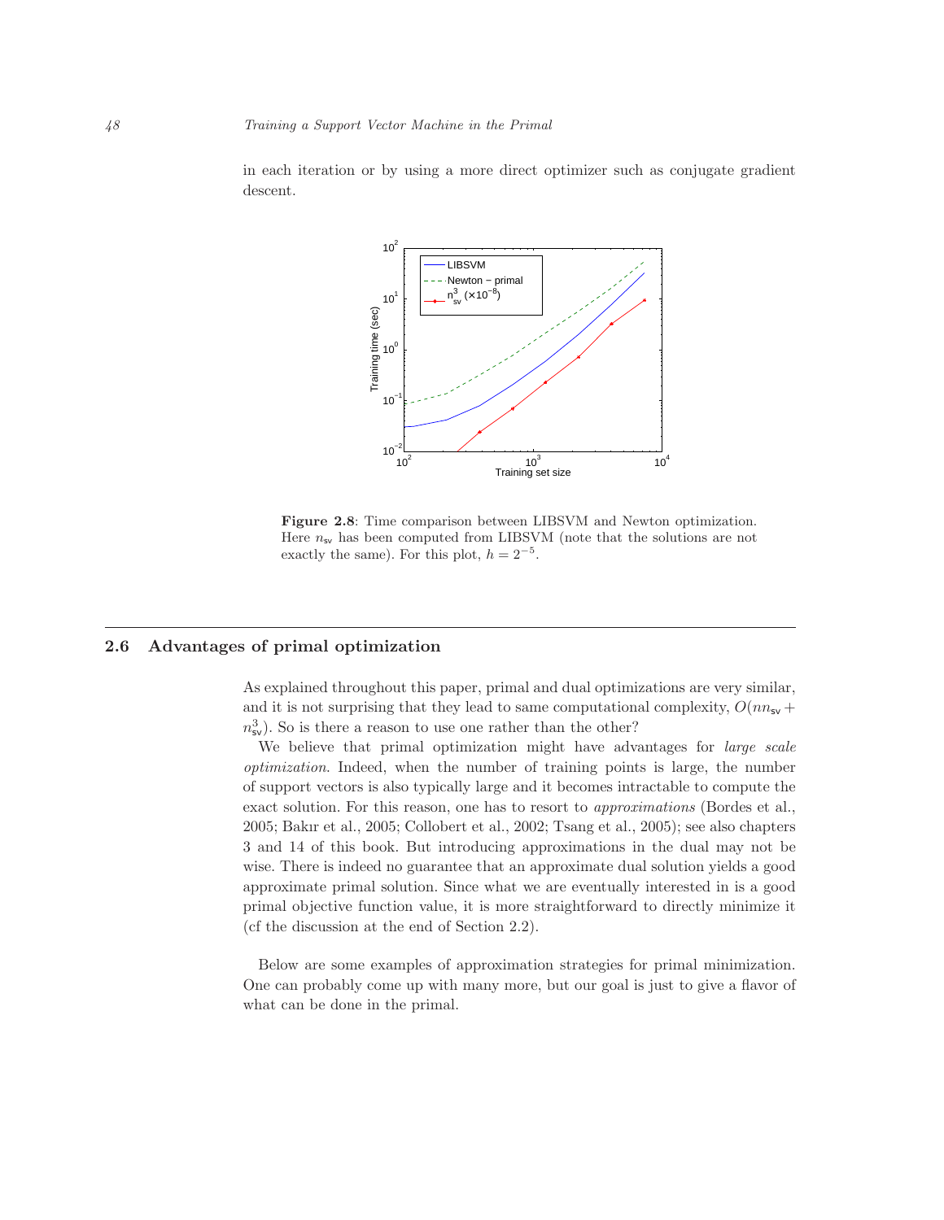in each iteration or by using a more direct optimizer such as conjugate gradient descent.

**Figure 2.8**: Time comparison between LIBSVM and Newton optimization. Here $n_{sv}$ has been computed from LIBSVM (note that the solutions are not exactly the same). For this plot, $h = 2^{-5}$.

## 2.6 Advantages of primal optimization

As explained throughout this paper, primal and dual optimizations are very similar, and it is not surprising that they lead to same computational complexity, $O(nn_{sv} + n_{sv}^3)$. So is there a reason to use one rather than the other?

We believe that primal optimization might have advantages for *large scale optimization*. Indeed, when the number of training points is large, the number of support vectors is also typically large and it becomes intractable to compute the exact solution. For this reason, one has to resort to *approximations* (Bordes et al., 2005; Bakır et al., 2005; Collobert et al., 2002; Tsang et al., 2005); see also chapters 3 and 14 of this book. But introducing approximations in the dual may not be wise. There is indeed no guarantee that an approximate dual solution yields a good approximate primal solution. Since what we are eventually interested in is a good primal objective function value, it is more straightforward to directly minimize it (cf the discussion at the end of Section 2.2).

Below are some examples of approximation strategies for primal minimization. One can probably come up with many more, but our goal is just to give a flavor of what can be done in the primal.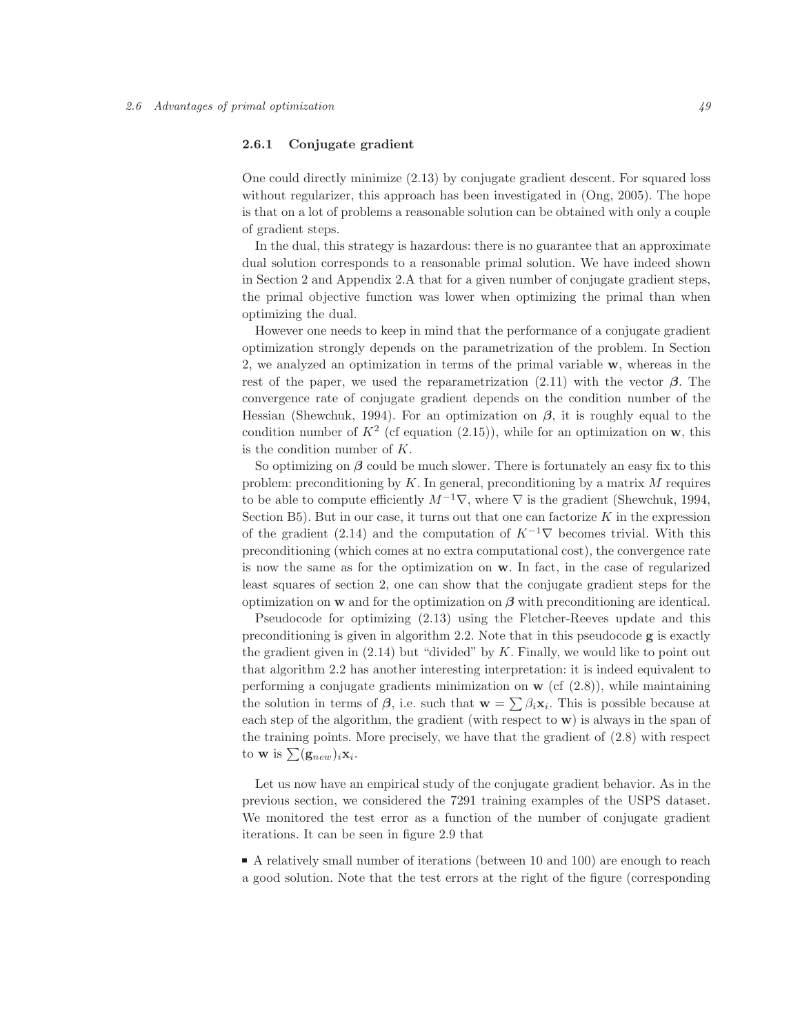### 2.6.1 Conjugate gradient

One could directly minimize (2.13) by conjugate gradient descent. For squared loss without regularizer, this approach has been investigated in (Ong, 2005). The hope is that on a lot of problems a reasonable solution can be obtained with only a couple of gradient steps.

In the dual, this strategy is hazardous: there is no guarantee that an approximate dual solution corresponds to a reasonable primal solution. We have indeed shown in Section 2 and Appendix 2.A that for a given number of conjugate gradient steps, the primal objective function was lower when optimizing the primal than when optimizing the dual.

However one needs to keep in mind that the performance of a conjugate gradient optimization strongly depends on the parametrization of the problem. In Section 2, we analyzed an optimization in terms of the primal variable $\mathbf{w}$, whereas in the rest of the paper, we used the reparametrization (2.11) with the vector $\boldsymbol{\beta}$. The convergence rate of conjugate gradient depends on the condition number of the Hessian (Shewchuk, 1994). For an optimization on $\boldsymbol{\beta}$, it is roughly equal to the condition number of $K^2$ (cf equation (2.15)), while for an optimization on $\mathbf{w}$, this is the condition number of $K$.

So optimizing on $\boldsymbol{\beta}$ could be much slower. There is fortunately an easy fix to this problem: preconditioning by $K$. In general, preconditioning by a matrix $M$ requires to be able to compute efficiently $M^{-1}\nabla$, where $\nabla$ is the gradient (Shewchuk, 1994, Section B5). But in our case, it turns out that one can factorize $K$ in the expression of the gradient (2.14) and the computation of $K^{-1}\nabla$ becomes trivial. With this preconditioning (which comes at no extra computational cost), the convergence rate is now the same as for the optimization on $\mathbf{w}$. In fact, in the case of regularized least squares of section 2, one can show that the conjugate gradient steps for the optimization on $\mathbf{w}$ and for the optimization on $\boldsymbol{\beta}$ with preconditioning are identical.

Pseudocode for optimizing (2.13) using the Fletcher-Reeves update and this preconditioning is given in algorithm 2.2. Note that in this pseudocode $\mathbf{g}$ is exactly the gradient given in (2.14) but "divided" by $K$. Finally, we would like to point out that algorithm 2.2 has another interesting interpretation: it is indeed equivalent to performing a conjugate gradients minimization on $\mathbf{w}$ (cf (2.8)), while maintaining the solution in terms of $\boldsymbol{\beta}$, i.e. such that $\mathbf{w} = \sum \beta_i \mathbf{x}_i$. This is possible because at each step of the algorithm, the gradient (with respect to $\mathbf{w}$) is always in the span of the training points. More precisely, we have that the gradient of (2.8) with respect to $\mathbf{w}$ is $\sum (\mathbf{g}_{new})_i \mathbf{x}_i$.

Let us now have an empirical study of the conjugate gradient behavior. As in the previous section, we considered the 7291 training examples of the USPS dataset. We monitored the test error as a function of the number of conjugate gradient iterations. It can be seen in figure 2.9 that

- A relatively small number of iterations (between 10 and 100) are enough to reach a good solution. Note that the test errors at the right of the figure (corresponding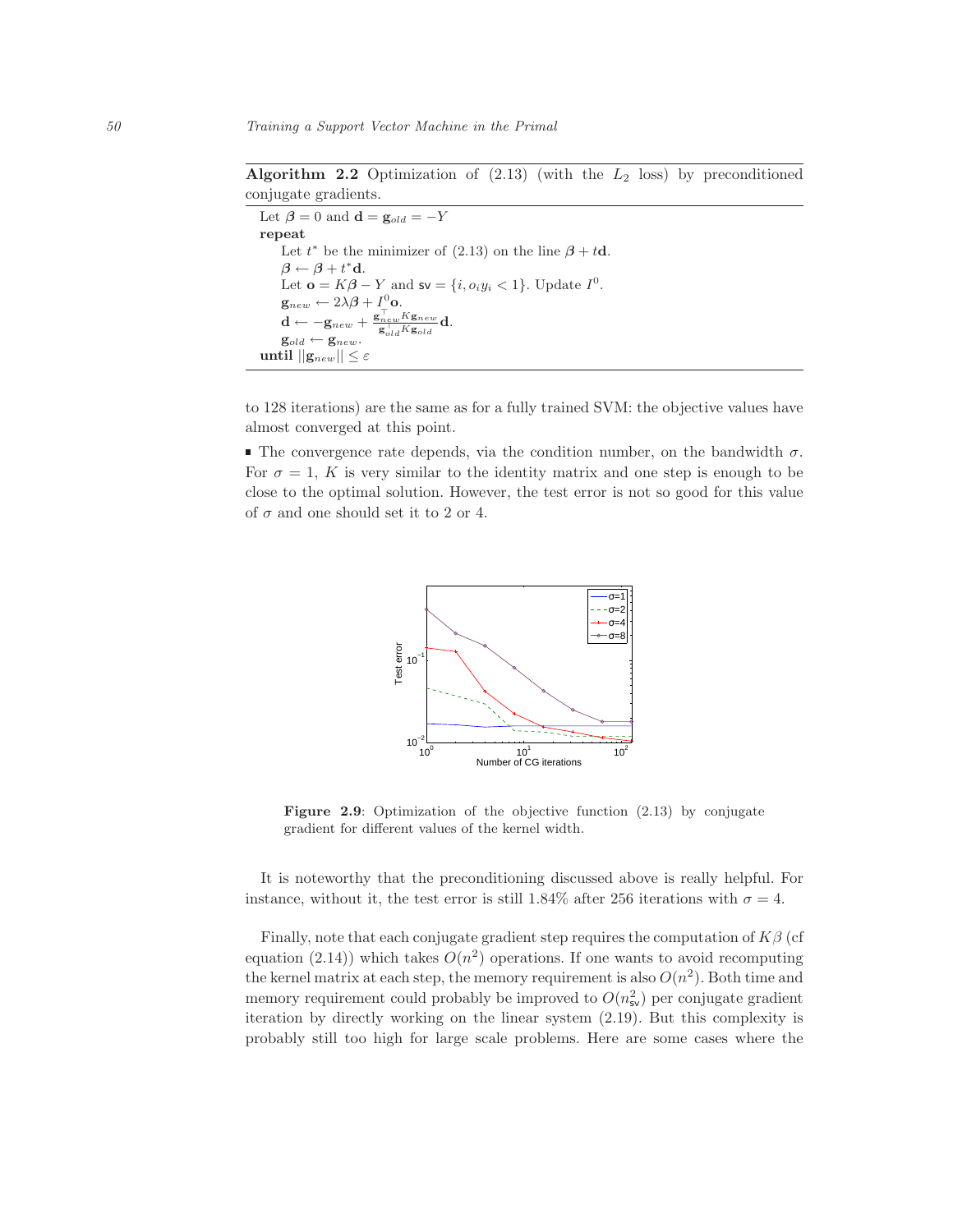**Algorithm 2.2** Optimization of (2.13) (with the $L_2$ loss) by preconditioned conjugate gradients.

---

Let $\boldsymbol{\beta} = 0$ and $\mathbf{d} = \mathbf{g}_{old} = -Y$
**repeat**
  Let $t^*$ be the minimizer of (2.13) on the line $\boldsymbol{\beta} + t\mathbf{d}$.
  $\boldsymbol{\beta} \leftarrow \boldsymbol{\beta} + t^*\mathbf{d}$.
  Let $\mathbf{o} = K\boldsymbol{\beta} - Y$ and $\mathsf{sv} = \{i, o_i y_i < 1\}$. Update $I^0$.
  $\mathbf{g}_{new} \leftarrow 2\lambda\boldsymbol{\beta} + I^0\mathbf{o}$.
  $\mathbf{d} \leftarrow -\mathbf{g}_{new} + \frac{\mathbf{g}_{new}^\top K \mathbf{g}_{new}}{\mathbf{g}_{old}^\top K \mathbf{g}_{old}}\mathbf{d}$.
  $\mathbf{g}_{old} \leftarrow \mathbf{g}_{new}$.
**until** $||\mathbf{g}_{new}|| \leq \varepsilon$

---

to 128 iterations) are the same as for a fully trained SVM: the objective values have almost converged at this point.

- The convergence rate depends, via the condition number, on the bandwidth $\sigma$. For $\sigma = 1$, $K$ is very similar to the identity matrix and one step is enough to be close to the optimal solution. However, the test error is not so good for this value of $\sigma$ and one should set it to 2 or 4.

**Figure 2.9**: Optimization of the objective function (2.13) by conjugate gradient for different values of the kernel width.

It is noteworthy that the preconditioning discussed above is really helpful. For instance, without it, the test error is still 1.84% after 256 iterations with $\sigma = 4$.

Finally, note that each conjugate gradient step requires the computation of $K\beta$ (cf equation (2.14)) which takes $O(n^2)$ operations. If one wants to avoid recomputing the kernel matrix at each step, the memory requirement is also $O(n^2)$. Both time and memory requirement could probably be improved to $O(n_{\mathsf{sv}}^2)$ per conjugate gradient iteration by directly working on the linear system (2.19). But this complexity is probably still too high for large scale problems. Here are some cases where the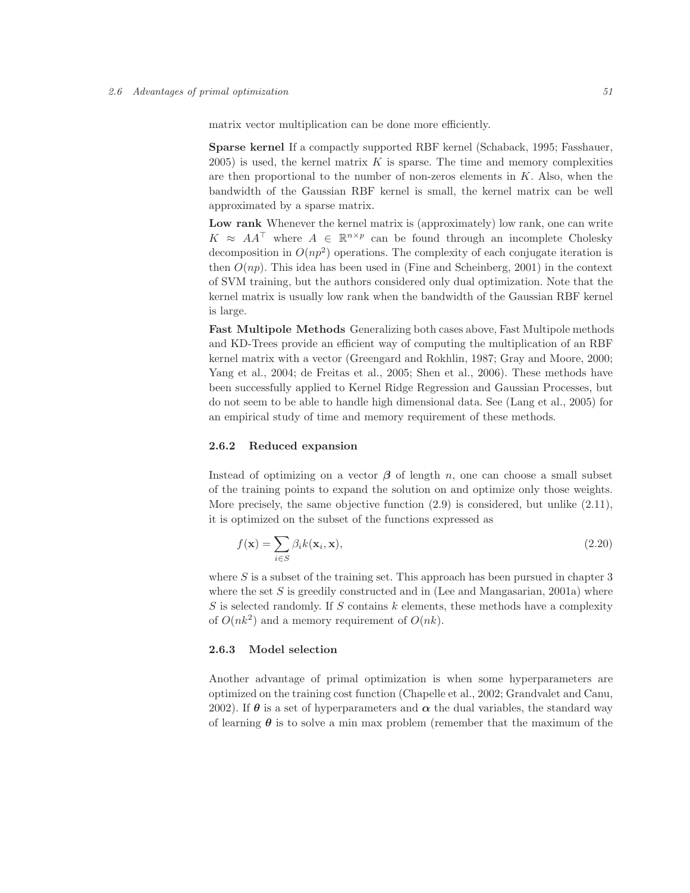matrix vector multiplication can be done more efficiently.

**Sparse kernel** If a compactly supported RBF kernel (Schaback, 1995; Fasshauer, 2005) is used, the kernel matrix $K$ is sparse. The time and memory complexities are then proportional to the number of non-zeros elements in $K$. Also, when the bandwidth of the Gaussian RBF kernel is small, the kernel matrix can be well approximated by a sparse matrix.

**Low rank** Whenever the kernel matrix is (approximately) low rank, one can write $K \approx AA^\top$ where $A \in \mathbb{R}^{n \times p}$ can be found through an incomplete Cholesky decomposition in $O(np^2)$ operations. The complexity of each conjugate iteration is then $O(np)$. This idea has been used in (Fine and Scheinberg, 2001) in the context of SVM training, but the authors considered only dual optimization. Note that the kernel matrix is usually low rank when the bandwidth of the Gaussian RBF kernel is large.

**Fast Multipole Methods** Generalizing both cases above, Fast Multipole methods and KD-Trees provide an efficient way of computing the multiplication of an RBF kernel matrix with a vector (Greengard and Rokhlin, 1987; Gray and Moore, 2000; Yang et al., 2004; de Freitas et al., 2005; Shen et al., 2006). These methods have been successfully applied to Kernel Ridge Regression and Gaussian Processes, but do not seem to be able to handle high dimensional data. See (Lang et al., 2005) for an empirical study of time and memory requirement of these methods.

### 2.6.2 Reduced expansion

Instead of optimizing on a vector $\boldsymbol{\beta}$ of length $n$, one can choose a small subset of the training points to expand the solution on and optimize only those weights. More precisely, the same objective function (2.9) is considered, but unlike (2.11), it is optimized on the subset of the functions expressed as

$$f(\mathbf{x}) = \sum_{i \in S} \beta_i k(\mathbf{x}_i, \mathbf{x}), \tag{2.20}$$

where $S$ is a subset of the training set. This approach has been pursued in chapter 3 where the set $S$ is greedily constructed and in (Lee and Mangasarian, 2001a) where $S$ is selected randomly. If $S$ contains $k$ elements, these methods have a complexity of $O(nk^2)$ and a memory requirement of $O(nk)$.

### 2.6.3 Model selection

Another advantage of primal optimization is when some hyperparameters are optimized on the training cost function (Chapelle et al., 2002; Grandvalet and Canu, 2002). If $\boldsymbol{\theta}$ is a set of hyperparameters and $\boldsymbol{\alpha}$ the dual variables, the standard way of learning $\boldsymbol{\theta}$ is to solve a min max problem (remember that the maximum of the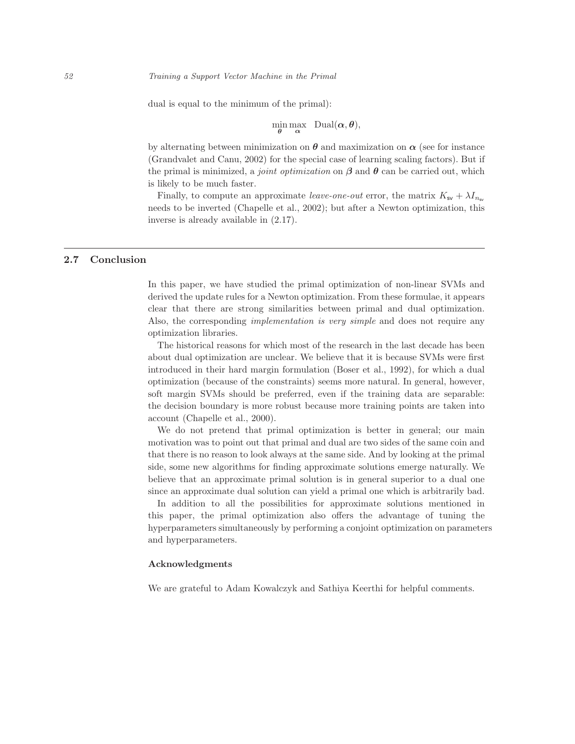dual is equal to the minimum of the primal):

$$\min_{\boldsymbol{\theta}} \max_{\boldsymbol{\alpha}} \quad \text{Dual}(\boldsymbol{\alpha}, \boldsymbol{\theta}),$$

by alternating between minimization on $\boldsymbol{\theta}$ and maximization on $\boldsymbol{\alpha}$ (see for instance (Grandvalet and Canu, 2002) for the special case of learning scaling factors). But if the primal is minimized, a *joint optimization* on $\boldsymbol{\beta}$ and $\boldsymbol{\theta}$ can be carried out, which is likely to be much faster.

Finally, to compute an approximate *leave-one-out* error, the matrix $K_{\mathsf{sv}} + \lambda I_{n_{\mathsf{sv}}}$ needs to be inverted (Chapelle et al., 2002); but after a Newton optimization, this inverse is already available in (2.17).

## 2.7 Conclusion

In this paper, we have studied the primal optimization of non-linear SVMs and derived the update rules for a Newton optimization. From these formulae, it appears clear that there are strong similarities between primal and dual optimization. Also, the corresponding *implementation is very simple* and does not require any optimization libraries.

The historical reasons for which most of the research in the last decade has been about dual optimization are unclear. We believe that it is because SVMs were first introduced in their hard margin formulation (Boser et al., 1992), for which a dual optimization (because of the constraints) seems more natural. In general, however, soft margin SVMs should be preferred, even if the training data are separable: the decision boundary is more robust because more training points are taken into account (Chapelle et al., 2000).

We do not pretend that primal optimization is better in general; our main motivation was to point out that primal and dual are two sides of the same coin and that there is no reason to look always at the same side. And by looking at the primal side, some new algorithms for finding approximate solutions emerge naturally. We believe that an approximate primal solution is in general superior to a dual one since an approximate dual solution can yield a primal one which is arbitrarily bad.

In addition to all the possibilities for approximate solutions mentioned in this paper, the primal optimization also offers the advantage of tuning the hyperparameters simultaneously by performing a conjoint optimization on parameters and hyperparameters.

### Acknowledgments

We are grateful to Adam Kowalczyk and Sathiya Keerthi for helpful comments.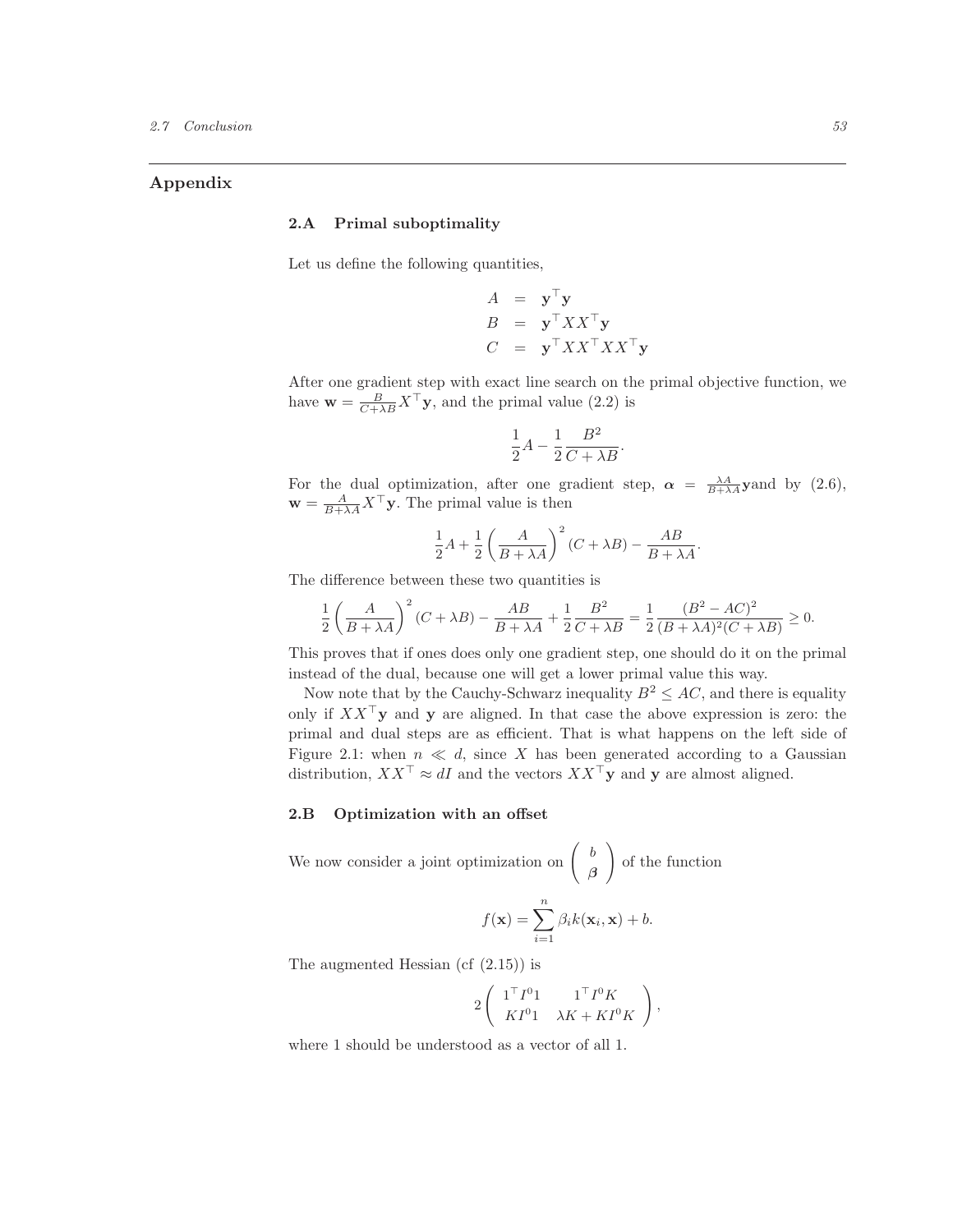# Appendix

## 2.A Primal suboptimality

Let us define the following quantities,

$$
\begin{aligned}
A &= \mathbf{y}^\top \mathbf{y} \\
B &= \mathbf{y}^\top X X^\top \mathbf{y} \\
C &= \mathbf{y}^\top X X^\top X X^\top \mathbf{y}
\end{aligned}
$$

After one gradient step with exact line search on the primal objective function, we have $\mathbf{w} = \frac{B}{C+\lambda B} X^\top \mathbf{y}$, and the primal value (2.2) is

$$
\frac{1}{2}A - \frac{1}{2}\frac{B^2}{C+\lambda B}.
$$

For the dual optimization, after one gradient step, $\boldsymbol{\alpha} = \frac{\lambda A}{B+\lambda A}\mathbf{y}$and by (2.6), $\mathbf{w} = \frac{A}{B+\lambda A} X^\top \mathbf{y}$. The primal value is then

$$
\frac{1}{2}A + \frac{1}{2}\left(\frac{A}{B+\lambda A}\right)^2 (C+\lambda B) - \frac{AB}{B+\lambda A}.
$$

The difference between these two quantities is

$$
\frac{1}{2}\left(\frac{A}{B+\lambda A}\right)^2 (C+\lambda B) - \frac{AB}{B+\lambda A} + \frac{1}{2}\frac{B^2}{C+\lambda B} = \frac{1}{2}\frac{(B^2 - AC)^2}{(B+\lambda A)^2 (C+\lambda B)} \geq 0.
$$

This proves that if ones does only one gradient step, one should do it on the primal instead of the dual, because one will get a lower primal value this way.

Now note that by the Cauchy-Schwarz inequality $B^2 \leq AC$, and there is equality only if $XX^\top \mathbf{y}$ and $\mathbf{y}$ are aligned. In that case the above expression is zero: the primal and dual steps are as efficient. That is what happens on the left side of Figure 2.1: when $n \ll d$, since $X$ has been generated according to a Gaussian distribution, $XX^\top \approx dI$ and the vectors $XX^\top \mathbf{y}$ and $\mathbf{y}$ are almost aligned.

## 2.B Optimization with an offset

We now consider a joint optimization on $\begin{pmatrix} b \\ \boldsymbol{\beta} \end{pmatrix}$ of the function

$$
f(\mathbf{x}) = \sum_{i=1}^{n} \beta_i k(\mathbf{x}_i, \mathbf{x}) + b.
$$

The augmented Hessian (cf (2.15)) is

$$
2\begin{pmatrix} 1^\top I^0 1 & 1^\top I^0 K \\ K I^0 1 & \lambda K + K I^0 K \end{pmatrix},
$$

where 1 should be understood as a vector of all 1.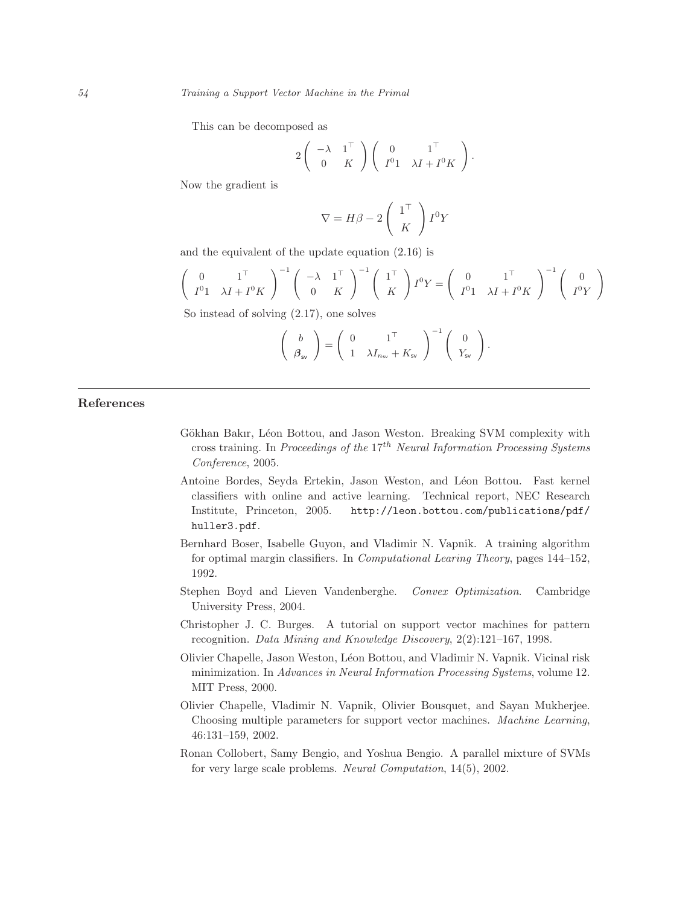This can be decomposed as

$$2 \begin{pmatrix} -\lambda & 1^\top \\ 0 & K \end{pmatrix} \begin{pmatrix} 0 & 1^\top \\ I^0 1 & \lambda I + I^0 K \end{pmatrix}.$$

Now the gradient is

$$\nabla = H\beta - 2 \begin{pmatrix} 1^\top \\ K \end{pmatrix} I^0 Y$$

and the equivalent of the update equation (2.16) is

$$\begin{pmatrix} 0 & 1^\top \\ I^0 1 & \lambda I + I^0 K \end{pmatrix}^{-1} \begin{pmatrix} -\lambda & 1^\top \\ 0 & K \end{pmatrix}^{-1} \begin{pmatrix} 1^\top \\ K \end{pmatrix} I^0 Y = \begin{pmatrix} 0 & 1^\top \\ I^0 1 & \lambda I + I^0 K \end{pmatrix}^{-1} \begin{pmatrix} 0 \\ I^0 Y \end{pmatrix}$$

So instead of solving (2.17), one solves

$$\begin{pmatrix} b \\ \boldsymbol{\beta}_{\mathsf{sv}} \end{pmatrix} = \begin{pmatrix} 0 & 1^\top \\ 1 & \lambda I_{n_{\mathsf{sv}}} + K_{\mathsf{sv}} \end{pmatrix}^{-1} \begin{pmatrix} 0 \\ Y_{\mathsf{sv}} \end{pmatrix}.$$

---

## References

Gökhan Bakır, Léon Bottou, and Jason Weston. Breaking SVM complexity with cross training. In *Proceedings of the* $17^{th}$ *Neural Information Processing Systems Conference*, 2005.

Antoine Bordes, Seyda Ertekin, Jason Weston, and Léon Bottou. Fast kernel classifiers with online and active learning. Technical report, NEC Research Institute, Princeton, 2005. `http://leon.bottou.com/publications/pdf/huller3.pdf`.

Bernhard Boser, Isabelle Guyon, and Vladimir N. Vapnik. A training algorithm for optimal margin classifiers. In *Computational Learing Theory*, pages 144–152, 1992.

Stephen Boyd and Lieven Vandenberghe. *Convex Optimization*. Cambridge University Press, 2004.

Christopher J. C. Burges. A tutorial on support vector machines for pattern recognition. *Data Mining and Knowledge Discovery*, 2(2):121–167, 1998.

Olivier Chapelle, Jason Weston, Léon Bottou, and Vladimir N. Vapnik. Vicinal risk minimization. In *Advances in Neural Information Processing Systems*, volume 12. MIT Press, 2000.

Olivier Chapelle, Vladimir N. Vapnik, Olivier Bousquet, and Sayan Mukherjee. Choosing multiple parameters for support vector machines. *Machine Learning*, 46:131–159, 2002.

Ronan Collobert, Samy Bengio, and Yoshua Bengio. A parallel mixture of SVMs for very large scale problems. *Neural Computation*, 14(5), 2002.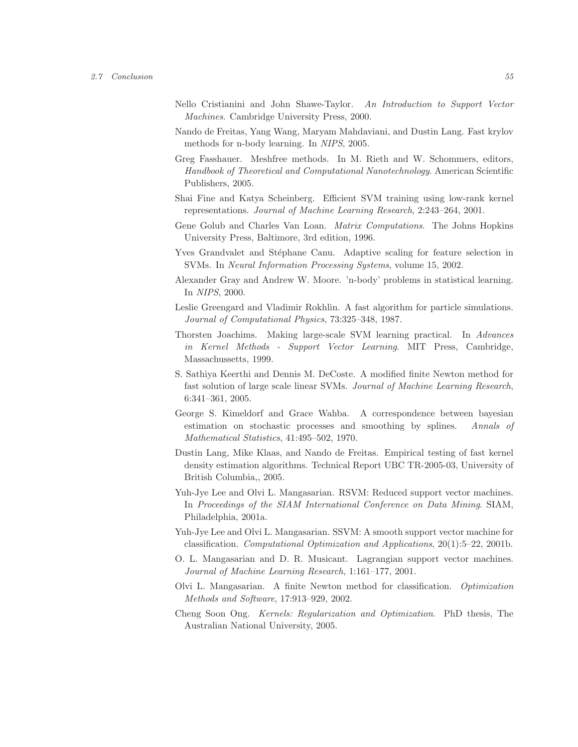Nello Cristianini and John Shawe-Taylor. *An Introduction to Support Vector Machines*. Cambridge University Press, 2000.

Nando de Freitas, Yang Wang, Maryam Mahdaviani, and Dustin Lang. Fast krylov methods for n-body learning. In *NIPS*, 2005.

Greg Fasshauer. Meshfree methods. In M. Rieth and W. Schommers, editors, *Handbook of Theoretical and Computational Nanotechnology*. American Scientific Publishers, 2005.

Shai Fine and Katya Scheinberg. Efficient SVM training using low-rank kernel representations. *Journal of Machine Learning Research*, 2:243–264, 2001.

Gene Golub and Charles Van Loan. *Matrix Computations*. The Johns Hopkins University Press, Baltimore, 3rd edition, 1996.

Yves Grandvalet and Stéphane Canu. Adaptive scaling for feature selection in SVMs. In *Neural Information Processing Systems*, volume 15, 2002.

Alexander Gray and Andrew W. Moore. 'n-body' problems in statistical learning. In *NIPS*, 2000.

Leslie Greengard and Vladimir Rokhlin. A fast algorithm for particle simulations. *Journal of Computational Physics*, 73:325–348, 1987.

Thorsten Joachims. Making large-scale SVM learning practical. In *Advances in Kernel Methods - Support Vector Learning*. MIT Press, Cambridge, Massachussetts, 1999.

S. Sathiya Keerthi and Dennis M. DeCoste. A modified finite Newton method for fast solution of large scale linear SVMs. *Journal of Machine Learning Research*, 6:341–361, 2005.

George S. Kimeldorf and Grace Wahba. A correspondence between bayesian estimation on stochastic processes and smoothing by splines. *Annals of Mathematical Statistics*, 41:495–502, 1970.

Dustin Lang, Mike Klaas, and Nando de Freitas. Empirical testing of fast kernel density estimation algorithms. Technical Report UBC TR-2005-03, University of British Columbia,, 2005.

Yuh-Jye Lee and Olvi L. Mangasarian. RSVM: Reduced support vector machines. In *Proceedings of the SIAM International Conference on Data Mining*. SIAM, Philadelphia, 2001a.

Yuh-Jye Lee and Olvi L. Mangasarian. SSVM: A smooth support vector machine for classification. *Computational Optimization and Applications*, 20(1):5–22, 2001b.

O. L. Mangasarian and D. R. Musicant. Lagrangian support vector machines. *Journal of Machine Learning Research*, 1:161–177, 2001.

Olvi L. Mangasarian. A finite Newton method for classification. *Optimization Methods and Software*, 17:913–929, 2002.

Cheng Soon Ong. *Kernels: Regularization and Optimization*. PhD thesis, The Australian National University, 2005.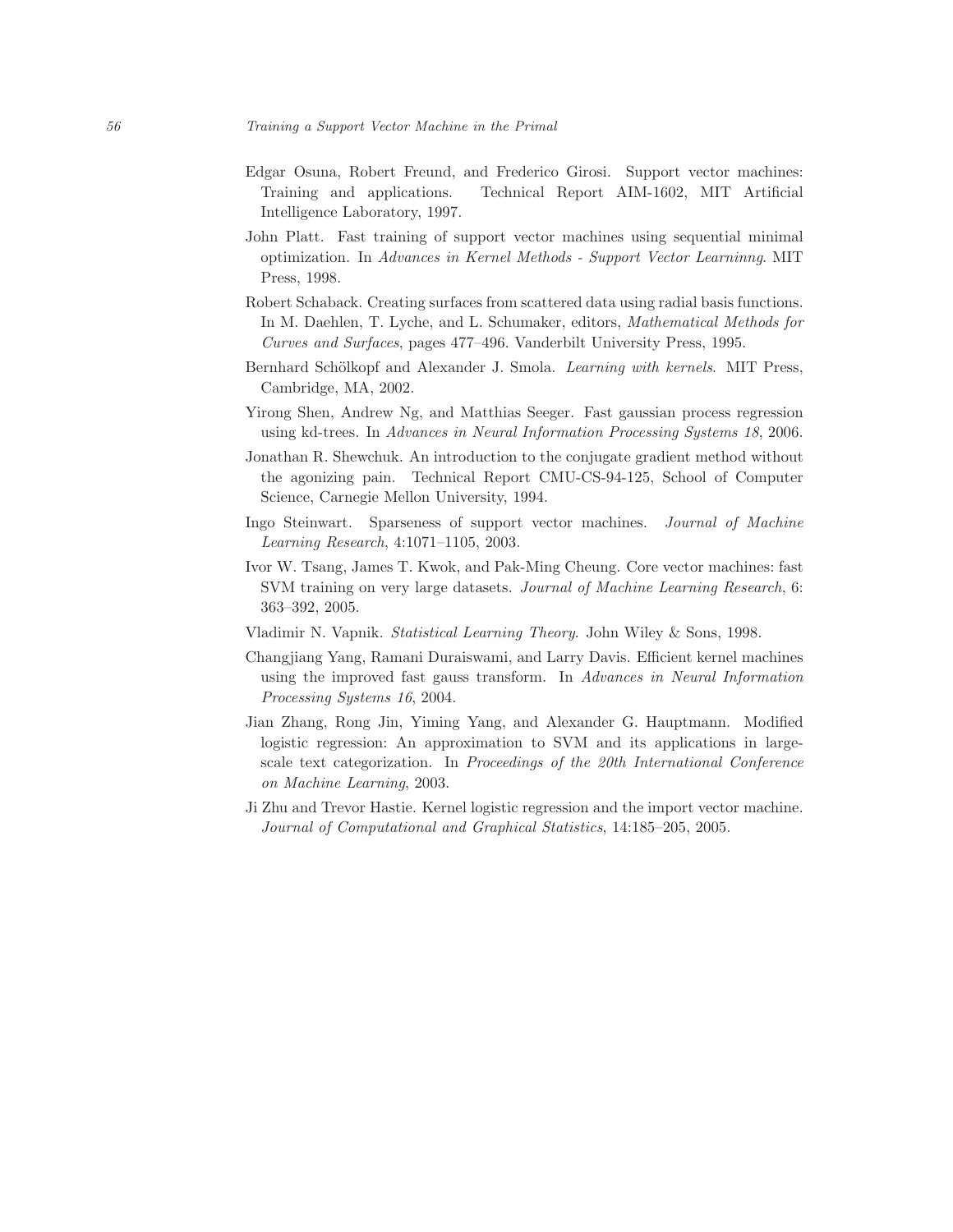Edgar Osuna, Robert Freund, and Frederico Girosi. Support vector machines: Training and applications. Technical Report AIM-1602, MIT Artificial Intelligence Laboratory, 1997.

John Platt. Fast training of support vector machines using sequential minimal optimization. In *Advances in Kernel Methods - Support Vector Learninng*. MIT Press, 1998.

Robert Schaback. Creating surfaces from scattered data using radial basis functions. In M. Daehlen, T. Lyche, and L. Schumaker, editors, *Mathematical Methods for Curves and Surfaces*, pages 477–496. Vanderbilt University Press, 1995.

Bernhard Schölkopf and Alexander J. Smola. *Learning with kernels*. MIT Press, Cambridge, MA, 2002.

Yirong Shen, Andrew Ng, and Matthias Seeger. Fast gaussian process regression using kd-trees. In *Advances in Neural Information Processing Systems 18*, 2006.

Jonathan R. Shewchuk. An introduction to the conjugate gradient method without the agonizing pain. Technical Report CMU-CS-94-125, School of Computer Science, Carnegie Mellon University, 1994.

Ingo Steinwart. Sparseness of support vector machines. *Journal of Machine Learning Research*, 4:1071–1105, 2003.

Ivor W. Tsang, James T. Kwok, and Pak-Ming Cheung. Core vector machines: fast SVM training on very large datasets. *Journal of Machine Learning Research*, 6: 363–392, 2005.

Vladimir N. Vapnik. *Statistical Learning Theory*. John Wiley & Sons, 1998.

Changjiang Yang, Ramani Duraiswami, and Larry Davis. Efficient kernel machines using the improved fast gauss transform. In *Advances in Neural Information Processing Systems 16*, 2004.

Jian Zhang, Rong Jin, Yiming Yang, and Alexander G. Hauptmann. Modified logistic regression: An approximation to SVM and its applications in large-scale text categorization. In *Proceedings of the 20th International Conference on Machine Learning*, 2003.

Ji Zhu and Trevor Hastie. Kernel logistic regression and the import vector machine. *Journal of Computational and Graphical Statistics*, 14:185–205, 2005.